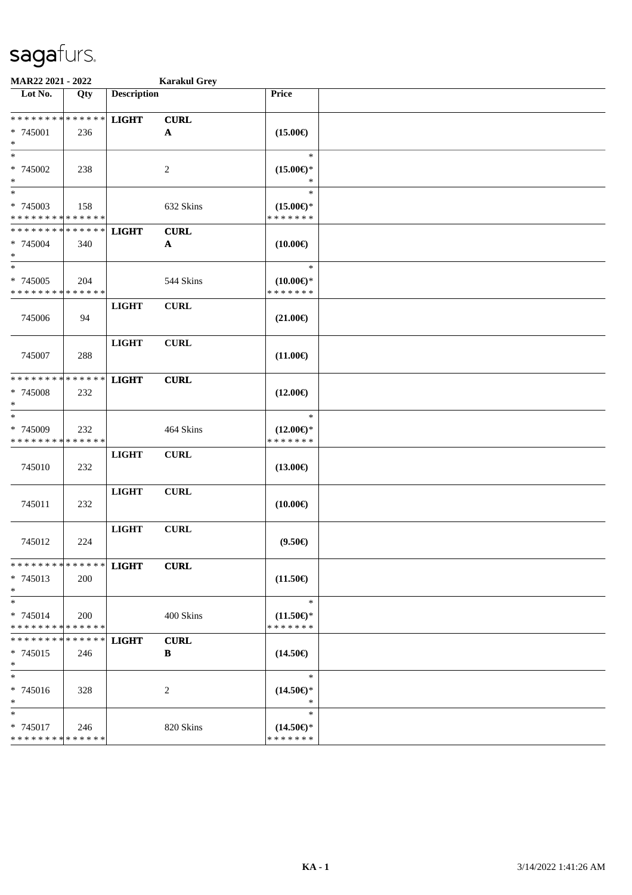sagafurs.

**MAR22 2021 - 2022** **Karakul Grey**

| Lot No. | Qty | Description | | Price | |
|---|---|---|---|---|---|
| * * * * * * * * * * * * * * | | **LIGHT** | **CURL** | | |
| * 745001 | 236 | | **A** | **(15.00€)** | |
| * | | | | | |
| * | | | | * | |
| * 745002 | 238 | | 2 | **(15.00€)*** | |
| * | | | | * | |
| * | | | | * | |
| * 745003 | 158 | | 632 Skins | **(15.00€)*** | |
| * * * * * * * * * * * * * * | | | | * * * * * * * | |
| * * * * * * * * * * * * * * | | **LIGHT** | **CURL** | | |
| * 745004 | 340 | | **A** | **(10.00€)** | |
| * | | | | | |
| * | | | | * | |
| * 745005 | 204 | | 544 Skins | **(10.00€)*** | |
| * * * * * * * * * * * * * * | | | | * * * * * * * | |
| | | **LIGHT** | **CURL** | | |
| 745006 | 94 | | | **(21.00€)** | |
| | | **LIGHT** | **CURL** | | |
| 745007 | 288 | | | **(11.00€)** | |
| * * * * * * * * * * * * * * | | **LIGHT** | **CURL** | | |
| * 745008 | 232 | | | **(12.00€)** | |
| * | | | | | |
| * | | | | * | |
| * 745009 | 232 | | 464 Skins | **(12.00€)*** | |
| * * * * * * * * * * * * * * | | | | * * * * * * * | |
| | | **LIGHT** | **CURL** | | |
| 745010 | 232 | | | **(13.00€)** | |
| | | **LIGHT** | **CURL** | | |
| 745011 | 232 | | | **(10.00€)** | |
| | | **LIGHT** | **CURL** | | |
| 745012 | 224 | | | **(9.50€)** | |
| * * * * * * * * * * * * * * | | **LIGHT** | **CURL** | | |
| * 745013 | 200 | | | **(11.50€)** | |
| * | | | | | |
| * | | | | * | |
| * 745014 | 200 | | 400 Skins | **(11.50€)*** | |
| * * * * * * * * * * * * * * | | | | * * * * * * * | |
| * * * * * * * * * * * * * * | | **LIGHT** | **CURL** | | |
| * 745015 | 246 | | **B** | **(14.50€)** | |
| * | | | | | |
| * | | | | * | |
| * 745016 | 328 | | 2 | **(14.50€)*** | |
| * | | | | * | |
| * | | | | * | |
| * 745017 | 246 | | 820 Skins | **(14.50€)*** | |
| * * * * * * * * * * * * * * | | | | * * * * * * * | |

KA - 1 3/14/2022 1:41:26 AM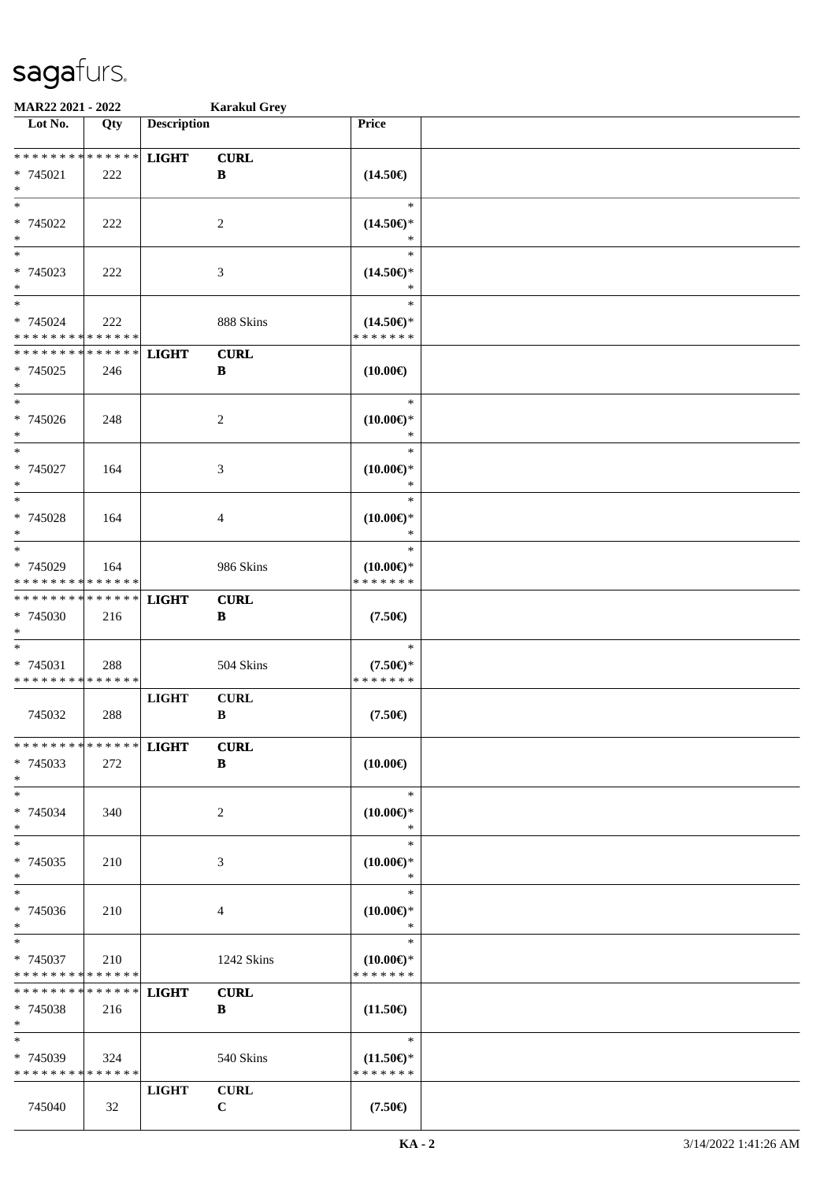sagafurs.

**MAR22 2021 - 2022** **Karakul Grey**

| Lot No. | Qty | Description | | Price | |
|---|---|---|---|---|---|
| * * * * * * * * * * * * * * | | **LIGHT** | **CURL** | | |
| * 745021 | 222 | | **B** | **(14.50€)** | |
| * | | | | | |
| * | | | | * | |
| * 745022 | 222 | | 2 | **(14.50€)*** | |
| * | | | | * | |
| * | | | | * | |
| * 745023 | 222 | | 3 | **(14.50€)*** | |
| * | | | | * | |
| * | | | | * | |
| * 745024 | 222 | | 888 Skins | **(14.50€)*** | |
| * * * * * * * * * * * * * * | | | | * * * * * * * | |
| * * * * * * * * * * * * * * | | **LIGHT** | **CURL** | | |
| * 745025 | 246 | | **B** | **(10.00€)** | |
| * | | | | | |
| * | | | | * | |
| * 745026 | 248 | | 2 | **(10.00€)*** | |
| * | | | | * | |
| * | | | | * | |
| * 745027 | 164 | | 3 | **(10.00€)*** | |
| * | | | | * | |
| * | | | | * | |
| * 745028 | 164 | | 4 | **(10.00€)*** | |
| * | | | | * | |
| * | | | | * | |
| * 745029 | 164 | | 986 Skins | **(10.00€)*** | |
| * * * * * * * * * * * * * * | | | | * * * * * * * | |
| * * * * * * * * * * * * * * | | **LIGHT** | **CURL** | | |
| * 745030 | 216 | | **B** | **(7.50€)** | |
| * | | | | | |
| * | | | | * | |
| * 745031 | 288 | | 504 Skins | **(7.50€)*** | |
| * * * * * * * * * * * * * * | | | | * * * * * * * | |
| | | **LIGHT** | **CURL** | | |
| 745032 | 288 | | **B** | **(7.50€)** | |
| * * * * * * * * * * * * * * | | **LIGHT** | **CURL** | | |
| * 745033 | 272 | | **B** | **(10.00€)** | |
| * | | | | | |
| * | | | | * | |
| * 745034 | 340 | | 2 | **(10.00€)*** | |
| * | | | | * | |
| * | | | | * | |
| * 745035 | 210 | | 3 | **(10.00€)*** | |
| * | | | | * | |
| * | | | | * | |
| * 745036 | 210 | | 4 | **(10.00€)*** | |
| * | | | | * | |
| * | | | | * | |
| * 745037 | 210 | | 1242 Skins | **(10.00€)*** | |
| * * * * * * * * * * * * * * | | | | * * * * * * * | |
| * * * * * * * * * * * * * * | | **LIGHT** | **CURL** | | |
| * 745038 | 216 | | **B** | **(11.50€)** | |
| * | | | | | |
| * | | | | * | |
| * 745039 | 324 | | 540 Skins | **(11.50€)*** | |
| * * * * * * * * * * * * * * | | | | * * * * * * * | |
| | | **LIGHT** | **CURL** | | |
| 745040 | 32 | | **C** | **(7.50€)** | |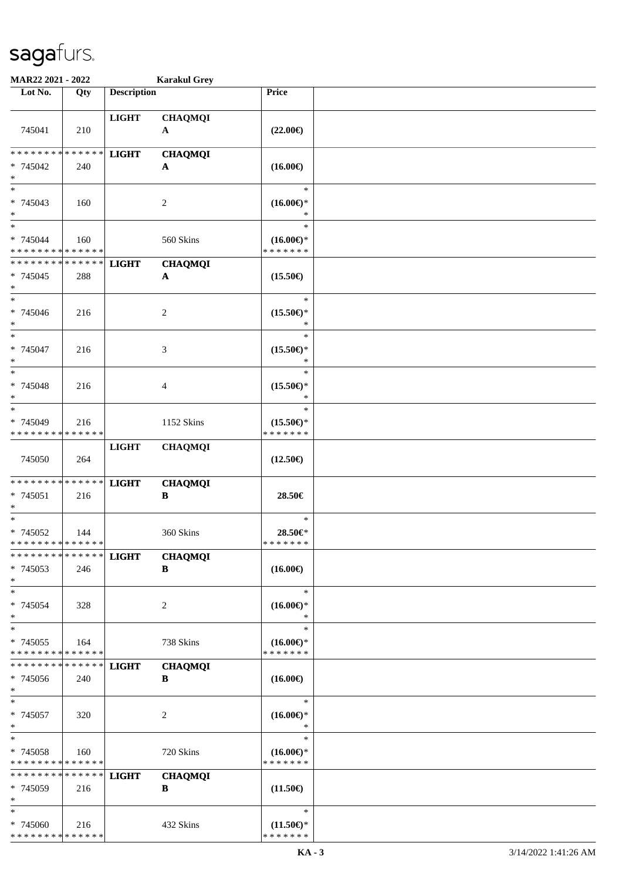# sagafurs.

**MAR22 2021 - 2022** **Karakul Grey**

| Lot No. | Qty | Description | | Price | |
|---|---|---|---|---|---|
| 745041 | 210 | **LIGHT** | **CHAQMQI A** | **(22.00€)** | |
| * * * * * * * * * * * * * * <br> * 745042 <br> * | 240 | **LIGHT** | **CHAQMQI A** | **(16.00€)** | |
| * <br> * 745043 <br> * | 160 | | 2 | * <br> **(16.00€)*** <br> * | |
| * <br> * 745044 <br> * * * * * * * * * * * * * * | 160 | | 560 Skins | * <br> **(16.00€)*** <br> * * * * * * * | |
| * * * * * * * * * * * * * * <br> * 745045 <br> * | 288 | **LIGHT** | **CHAQMQI A** | **(15.50€)** | |
| * <br> * 745046 <br> * | 216 | | 2 | * <br> **(15.50€)*** <br> * | |
| * <br> * 745047 <br> * | 216 | | 3 | * <br> **(15.50€)*** <br> * | |
| * <br> * 745048 <br> * | 216 | | 4 | * <br> **(15.50€)*** <br> * | |
| * <br> * 745049 <br> * * * * * * * * * * * * * * | 216 | | 1152 Skins | * <br> **(15.50€)*** <br> * * * * * * * | |
| 745050 | 264 | **LIGHT** | **CHAQMQI** | **(12.50€)** | |
| * * * * * * * * * * * * * * <br> * 745051 <br> * | 216 | **LIGHT** | **CHAQMQI B** | **28.50€** | |
| * <br> * 745052 <br> * * * * * * * * * * * * * * | 144 | | 360 Skins | * <br> **28.50€*** <br> * * * * * * * | |
| * * * * * * * * * * * * * * <br> * 745053 <br> * | 246 | **LIGHT** | **CHAQMQI B** | **(16.00€)** | |
| * <br> * 745054 <br> * | 328 | | 2 | * <br> **(16.00€)*** <br> * | |
| * <br> * 745055 <br> * * * * * * * * * * * * * * | 164 | | 738 Skins | * <br> **(16.00€)*** <br> * * * * * * * | |
| * * * * * * * * * * * * * * <br> * 745056 <br> * | 240 | **LIGHT** | **CHAQMQI B** | **(16.00€)** | |
| * <br> * 745057 <br> * | 320 | | 2 | * <br> **(16.00€)*** <br> * | |
| * <br> * 745058 <br> * * * * * * * * * * * * * * | 160 | | 720 Skins | * <br> **(16.00€)*** <br> * * * * * * * | |
| * * * * * * * * * * * * * * <br> * 745059 <br> * | 216 | **LIGHT** | **CHAQMQI B** | **(11.50€)** | |
| * <br> * 745060 <br> * * * * * * * * * * * * * * | 216 | | 432 Skins | * <br> **(11.50€)*** <br> * * * * * * * | |

KA - 3 3/14/2022 1:41:26 AM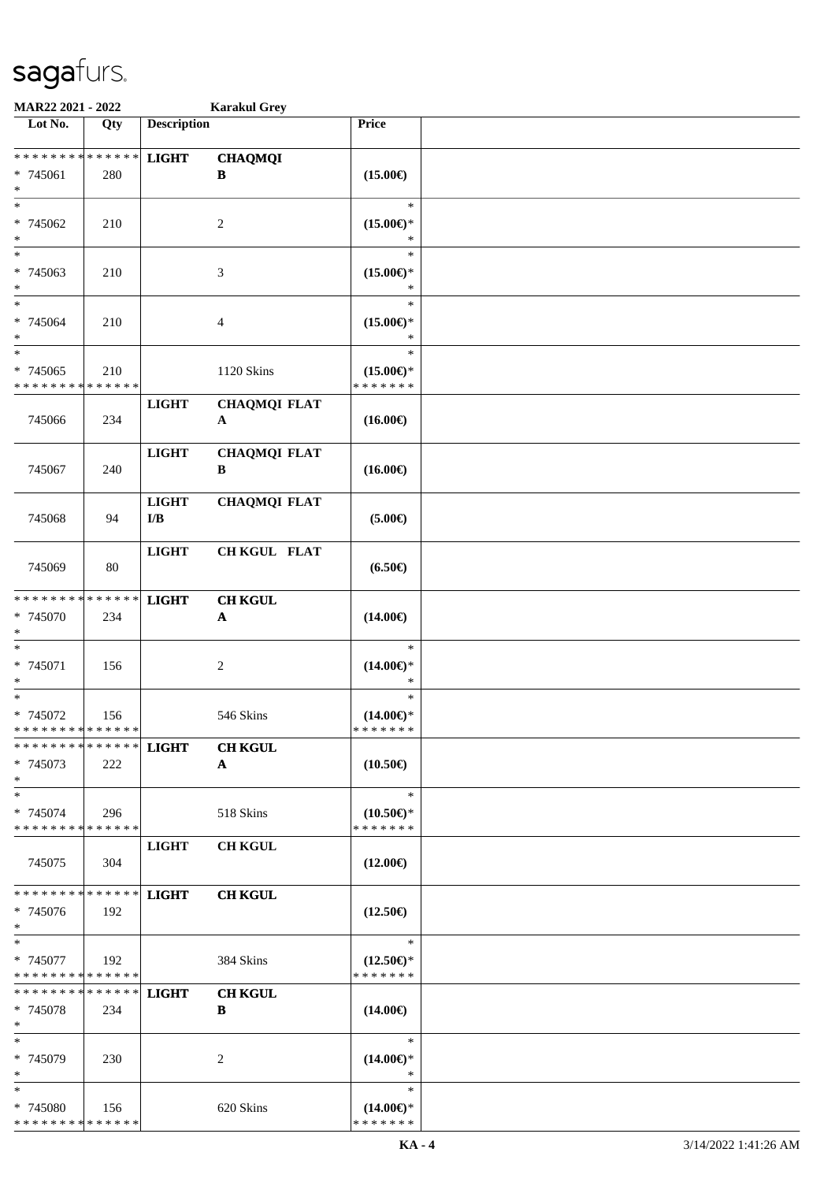**MAR22 2021 - 2022** **Karakul Grey**

| Lot No. | Qty | Description | | Price | |
|---|---|---|---|---|---|
| * * * * * * * * * * * * * * | | **LIGHT** | **CHAQMQI** | | |
| * 745061 | 280 | | **B** | **(15.00€)** | |
| * | | | | | |
| * | | | | * | |
| * 745062 | 210 | | 2 | **(15.00€)*** | |
| * | | | | * | |
| * | | | | * | |
| * 745063 | 210 | | 3 | **(15.00€)*** | |
| * | | | | * | |
| * | | | | * | |
| * 745064 | 210 | | 4 | **(15.00€)*** | |
| * | | | | * | |
| * | | | | * | |
| * 745065 | 210 | | 1120 Skins | **(15.00€)*** | |
| * * * * * * * * * * * * * * | | | | * * * * * * * | |
| | | **LIGHT** | **CHAQMQI FLAT** | | |
| 745066 | 234 | | **A** | **(16.00€)** | |
| | | **LIGHT** | **CHAQMQI FLAT** | | |
| 745067 | 240 | | **B** | **(16.00€)** | |
| | | **LIGHT** | **CHAQMQI FLAT** | | |
| 745068 | 94 | **I/B** | | **(5.00€)** | |
| | | **LIGHT** | **CH KGUL FLAT** | | |
| 745069 | 80 | | | **(6.50€)** | |
| * * * * * * * * * * * * * * | | **LIGHT** | **CH KGUL** | | |
| * 745070 | 234 | | **A** | **(14.00€)** | |
| * | | | | | |
| * | | | | * | |
| * 745071 | 156 | | 2 | **(14.00€)*** | |
| * | | | | * | |
| * | | | | * | |
| * 745072 | 156 | | 546 Skins | **(14.00€)*** | |
| * * * * * * * * * * * * * * | | | | * * * * * * * | |
| * * * * * * * * * * * * * * | | **LIGHT** | **CH KGUL** | | |
| * 745073 | 222 | | **A** | **(10.50€)** | |
| * | | | | | |
| * | | | | * | |
| * 745074 | 296 | | 518 Skins | **(10.50€)*** | |
| * * * * * * * * * * * * * * | | | | * * * * * * * | |
| | | **LIGHT** | **CH KGUL** | | |
| 745075 | 304 | | | **(12.00€)** | |
| * * * * * * * * * * * * * * | | **LIGHT** | **CH KGUL** | | |
| * 745076 | 192 | | | **(12.50€)** | |
| * | | | | | |
| * | | | | * | |
| * 745077 | 192 | | 384 Skins | **(12.50€)*** | |
| * * * * * * * * * * * * * * | | | | * * * * * * * | |
| * * * * * * * * * * * * * * | | **LIGHT** | **CH KGUL** | | |
| * 745078 | 234 | | **B** | **(14.00€)** | |
| * | | | | | |
| * | | | | * | |
| * 745079 | 230 | | 2 | **(14.00€)*** | |
| * | | | | * | |
| * | | | | * | |
| * 745080 | 156 | | 620 Skins | **(14.00€)*** | |
| * * * * * * * * * * * * * * | | | | * * * * * * * | |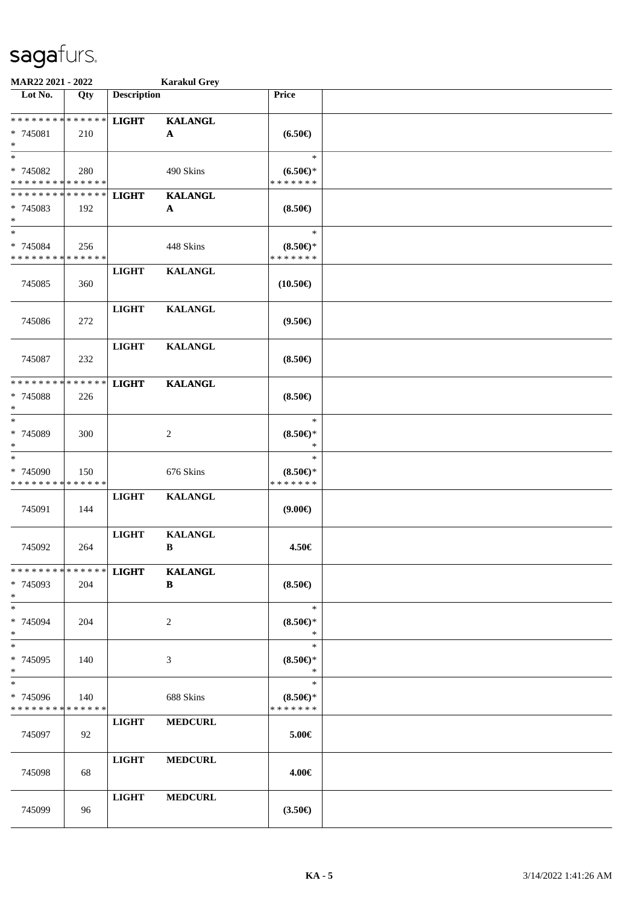# sagafurs.

**MAR22 2021 - 2022** **Karakul Grey**

| Lot No. | Qty | Description | | Price | |
|---|---|---|---|---|---|
| * * * * * * * * * * * * * * | | **LIGHT** | **KALANGL** | | |
| * 745081 | 210 | | **A** | **(6.50€)** | |
| * | | | | | |
| * | | | | * | |
| * 745082 | 280 | | 490 Skins | **(6.50€)*** | |
| * * * * * * * * * * * * * * | | | | * * * * * * * | |
| * * * * * * * * * * * * * * | | **LIGHT** | **KALANGL** | | |
| * 745083 | 192 | | **A** | **(8.50€)** | |
| * | | | | | |
| * | | | | * | |
| * 745084 | 256 | | 448 Skins | **(8.50€)*** | |
| * * * * * * * * * * * * * * | | | | * * * * * * * | |
| | | **LIGHT** | **KALANGL** | | |
| 745085 | 360 | | | **(10.50€)** | |
| | | **LIGHT** | **KALANGL** | | |
| 745086 | 272 | | | **(9.50€)** | |
| | | **LIGHT** | **KALANGL** | | |
| 745087 | 232 | | | **(8.50€)** | |
| * * * * * * * * * * * * * * | | **LIGHT** | **KALANGL** | | |
| * 745088 | 226 | | | **(8.50€)** | |
| * | | | | | |
| * | | | | * | |
| * 745089 | 300 | | 2 | **(8.50€)*** | |
| * | | | | * | |
| * | | | | * | |
| * 745090 | 150 | | 676 Skins | **(8.50€)*** | |
| * * * * * * * * * * * * * * | | | | * * * * * * * | |
| | | **LIGHT** | **KALANGL** | | |
| 745091 | 144 | | | **(9.00€)** | |
| | | **LIGHT** | **KALANGL** | | |
| 745092 | 264 | | **B** | **4.50€** | |
| * * * * * * * * * * * * * * | | **LIGHT** | **KALANGL** | | |
| * 745093 | 204 | | **B** | **(8.50€)** | |
| * | | | | | |
| * | | | | * | |
| * 745094 | 204 | | 2 | **(8.50€)*** | |
| * | | | | * | |
| * | | | | * | |
| * 745095 | 140 | | 3 | **(8.50€)*** | |
| * | | | | * | |
| * | | | | * | |
| * 745096 | 140 | | 688 Skins | **(8.50€)*** | |
| * * * * * * * * * * * * * * | | | | * * * * * * * | |
| | | **LIGHT** | **MEDCURL** | | |
| 745097 | 92 | | | **5.00€** | |
| | | **LIGHT** | **MEDCURL** | | |
| 745098 | 68 | | | **4.00€** | |
| | | **LIGHT** | **MEDCURL** | | |
| 745099 | 96 | | | **(3.50€)** | |

KA - 5 3/14/2022 1:41:26 AM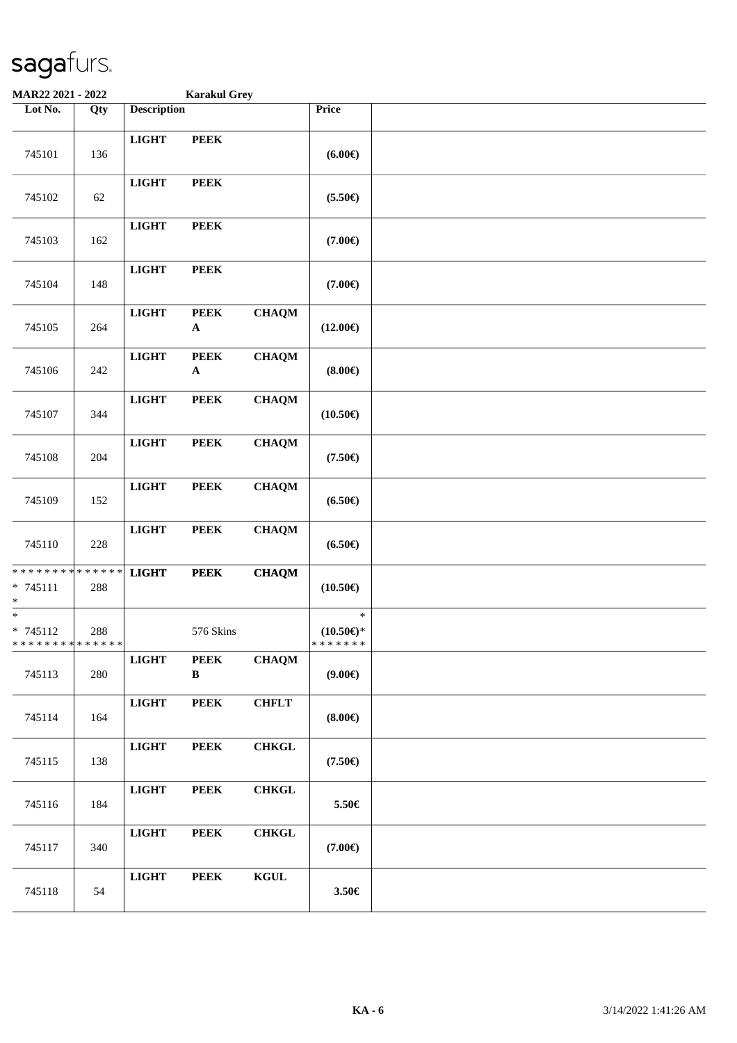**sagafurs.**

**MAR22 2021 - 2022** **Karakul Grey**

| Lot No. | Qty | Description | | | Price | |
|---|---|---|---|---|---|---|
| 745101 | 136 | **LIGHT** | **PEEK** | | **(6.00€)** | |
| 745102 | 62 | **LIGHT** | **PEEK** | | **(5.50€)** | |
| 745103 | 162 | **LIGHT** | **PEEK** | | **(7.00€)** | |
| 745104 | 148 | **LIGHT** | **PEEK** | | **(7.00€)** | |
| 745105 | 264 | **LIGHT** | **PEEK A** | **CHAQM** | **(12.00€)** | |
| 745106 | 242 | **LIGHT** | **PEEK A** | **CHAQM** | **(8.00€)** | |
| 745107 | 344 | **LIGHT** | **PEEK** | **CHAQM** | **(10.50€)** | |
| 745108 | 204 | **LIGHT** | **PEEK** | **CHAQM** | **(7.50€)** | |
| 745109 | 152 | **LIGHT** | **PEEK** | **CHAQM** | **(6.50€)** | |
| 745110 | 228 | **LIGHT** | **PEEK** | **CHAQM** | **(6.50€)** | |
| * 745111 | 288 | **LIGHT** | **PEEK** | **CHAQM** | **(10.50€)** | |
| * 745112 | 288 | | 576 Skins | | **(10.50€)*** | |
| 745113 | 280 | **LIGHT** | **PEEK B** | **CHAQM** | **(9.00€)** | |
| 745114 | 164 | **LIGHT** | **PEEK** | **CHFLT** | **(8.00€)** | |
| 745115 | 138 | **LIGHT** | **PEEK** | **CHKGL** | **(7.50€)** | |
| 745116 | 184 | **LIGHT** | **PEEK** | **CHKGL** | **5.50€** | |
| 745117 | 340 | **LIGHT** | **PEEK** | **CHKGL** | **(7.00€)** | |
| 745118 | 54 | **LIGHT** | **PEEK** | **KGUL** | **3.50€** | |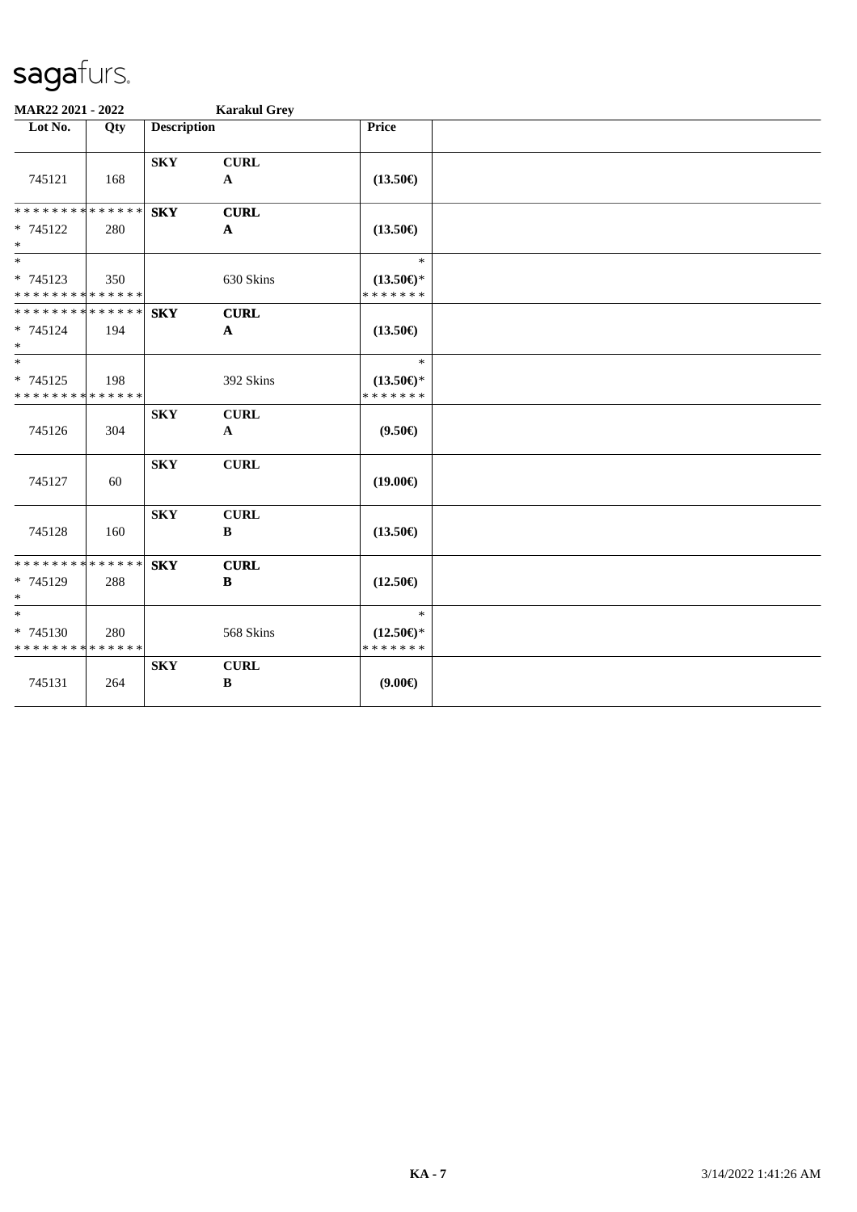sagafurs.

**MAR22 2021 - 2022** **Karakul Grey**

| Lot No. | Qty | Description | | Price | |
|---|---|---|---|---|---|
| 745121 | 168 | **SKY** | **CURL** **A** | **(13.50€)** | |
| * * * * * * * * * * * * * * * 745122 * | 280 | **SKY** | **CURL** **A** | **(13.50€)** | |
| * * 745123 * * * * * * * * * * * * * * | 350 | | 630 Skins | * **(13.50€)*** * * * * * * * | |
| * * * * * * * * * * * * * * * 745124 * | 194 | **SKY** | **CURL** **A** | **(13.50€)** | |
| * * 745125 * * * * * * * * * * * * * * | 198 | | 392 Skins | * **(13.50€)*** * * * * * * * | |
| 745126 | 304 | **SKY** | **CURL** **A** | **(9.50€)** | |
| 745127 | 60 | **SKY** | **CURL** | **(19.00€)** | |
| 745128 | 160 | **SKY** | **CURL** **B** | **(13.50€)** | |
| * * * * * * * * * * * * * * * 745129 * | 288 | **SKY** | **CURL** **B** | **(12.50€)** | |
| * * 745130 * * * * * * * * * * * * * * | 280 | | 568 Skins | * **(12.50€)*** * * * * * * * | |
| 745131 | 264 | **SKY** | **CURL** **B** | **(9.00€)** | |

KA - 7 3/14/2022 1:41:26 AM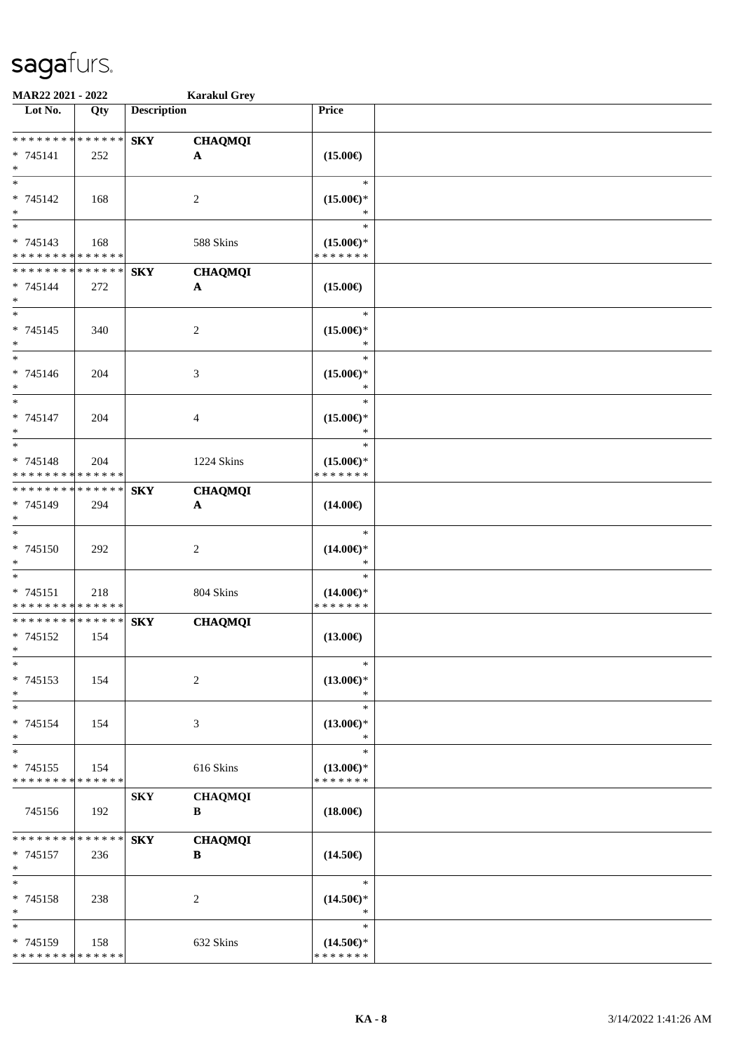sagafurs.

**MAR22 2021 - 2022** **Karakul Grey**

| Lot No. | Qty | Description | | Price | |
|---|---|---|---|---|---|
| * * * * * * * * * * * * * * | | **SKY** | **CHAQMQI** | | |
| * 745141 | 252 | | **A** | **(15.00€)** | |
| * | | | | | |
| * | | | | * | |
| * 745142 | 168 | | 2 | **(15.00€)*** | |
| * | | | | * | |
| * | | | | * | |
| * 745143 | 168 | | 588 Skins | **(15.00€)*** | |
| * * * * * * * * * * * * * * | | | | * * * * * * * | |
| * * * * * * * * * * * * * * | | **SKY** | **CHAQMQI** | | |
| * 745144 | 272 | | **A** | **(15.00€)** | |
| * | | | | | |
| * | | | | * | |
| * 745145 | 340 | | 2 | **(15.00€)*** | |
| * | | | | * | |
| * | | | | * | |
| * 745146 | 204 | | 3 | **(15.00€)*** | |
| * | | | | * | |
| * | | | | * | |
| * 745147 | 204 | | 4 | **(15.00€)*** | |
| * | | | | * | |
| * | | | | * | |
| * 745148 | 204 | | 1224 Skins | **(15.00€)*** | |
| * * * * * * * * * * * * * * | | | | * * * * * * * | |
| * * * * * * * * * * * * * * | | **SKY** | **CHAQMQI** | | |
| * 745149 | 294 | | **A** | **(14.00€)** | |
| * | | | | | |
| * | | | | * | |
| * 745150 | 292 | | 2 | **(14.00€)*** | |
| * | | | | * | |
| * | | | | * | |
| * 745151 | 218 | | 804 Skins | **(14.00€)*** | |
| * * * * * * * * * * * * * * | | | | * * * * * * * | |
| * * * * * * * * * * * * * * | | **SKY** | **CHAQMQI** | | |
| * 745152 | 154 | | | **(13.00€)** | |
| * | | | | | |
| * | | | | * | |
| * 745153 | 154 | | 2 | **(13.00€)*** | |
| * | | | | * | |
| * | | | | * | |
| * 745154 | 154 | | 3 | **(13.00€)*** | |
| * | | | | * | |
| * | | | | * | |
| * 745155 | 154 | | 616 Skins | **(13.00€)*** | |
| * * * * * * * * * * * * * * | | | | * * * * * * * | |
| | | **SKY** | **CHAQMQI** | | |
| 745156 | 192 | | **B** | **(18.00€)** | |
| * * * * * * * * * * * * * * | | **SKY** | **CHAQMQI** | | |
| * 745157 | 236 | | **B** | **(14.50€)** | |
| * | | | | | |
| * | | | | * | |
| * 745158 | 238 | | 2 | **(14.50€)*** | |
| * | | | | * | |
| * | | | | * | |
| * 745159 | 158 | | 632 Skins | **(14.50€)*** | |
| * * * * * * * * * * * * * * | | | | * * * * * * * | |

KA - 8 3/14/2022 1:41:26 AM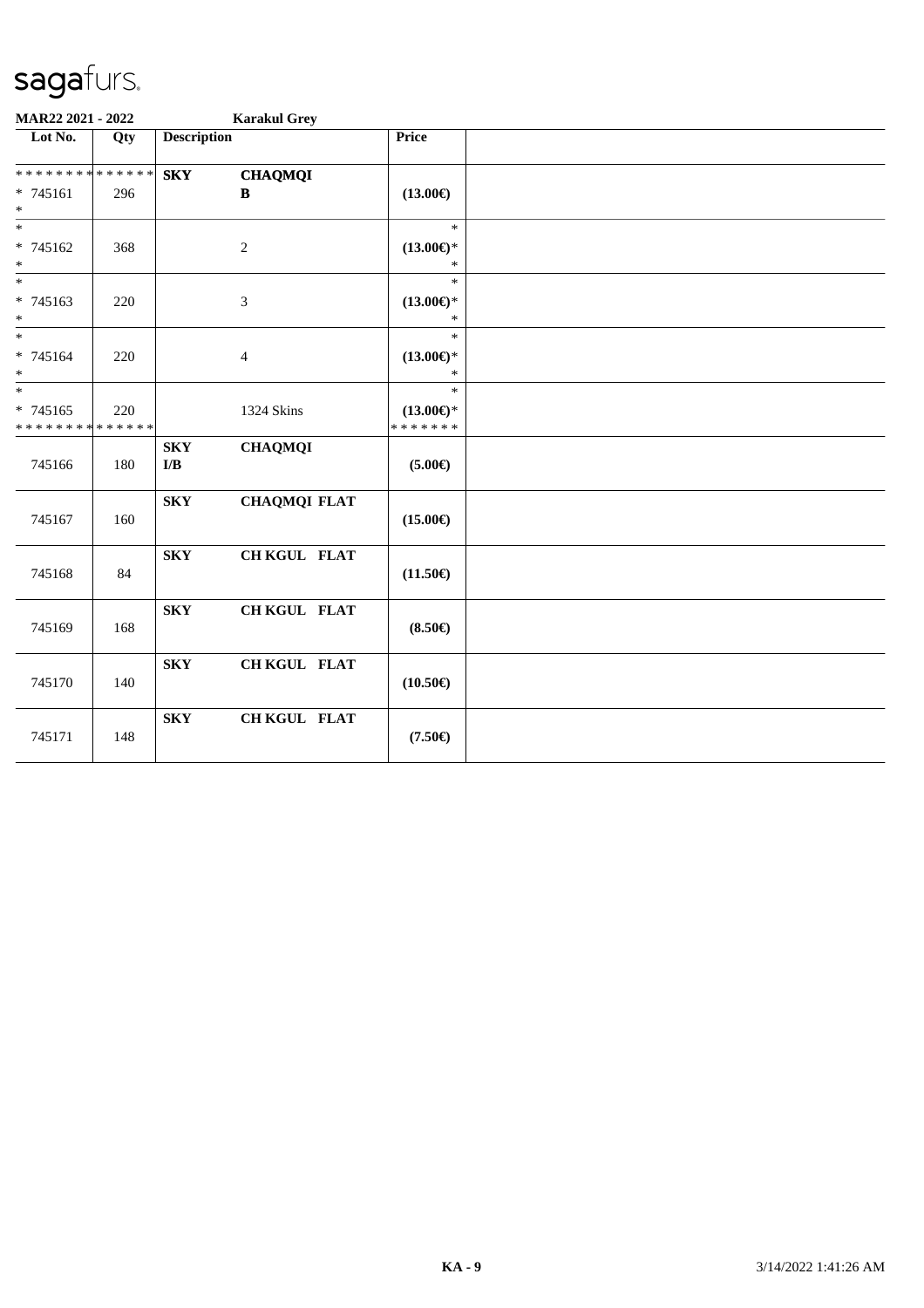sagafurs.

**MAR22 2021 - 2022** **Karakul Grey**

| Lot No. | Qty | Description | | Price | |
|---|---|---|---|---|---|
| * * * * * * * * * * * * * * | | **SKY** | **CHAQMQI** | | |
| * 745161 | 296 | | **B** | **(13.00€)** | |
| * | | | | | |
| * | | | | * | |
| * 745162 | 368 | | 2 | **(13.00€)*** | |
| * | | | | * | |
| * | | | | * | |
| * 745163 | 220 | | 3 | **(13.00€)*** | |
| * | | | | * | |
| * | | | | * | |
| * 745164 | 220 | | 4 | **(13.00€)*** | |
| * | | | | * | |
| * | | | | * | |
| * 745165 | 220 | | 1324 Skins | **(13.00€)*** | |
| * * * * * * * * * * * * * * | | | | * * * * * * * | |
| 745166 | 180 | **SKY** **I/B** | **CHAQMQI** | **(5.00€)** | |
| 745167 | 160 | **SKY** | **CHAQMQI FLAT** | **(15.00€)** | |
| 745168 | 84 | **SKY** | **CH KGUL FLAT** | **(11.50€)** | |
| 745169 | 168 | **SKY** | **CH KGUL FLAT** | **(8.50€)** | |
| 745170 | 140 | **SKY** | **CH KGUL FLAT** | **(10.50€)** | |
| 745171 | 148 | **SKY** | **CH KGUL FLAT** | **(7.50€)** | |

**KA - 9** 3/14/2022 1:41:26 AM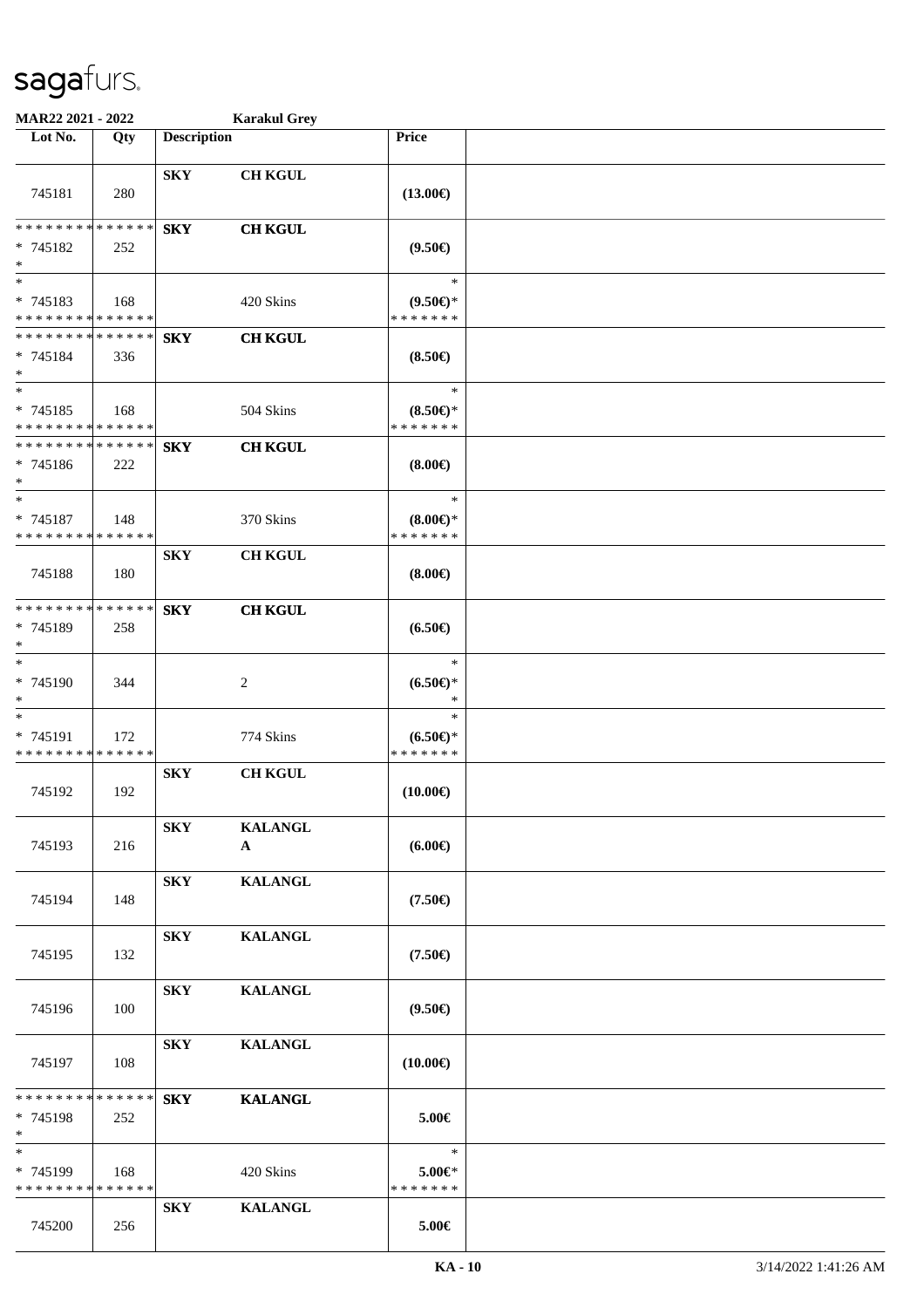**MAR22 2021 - 2022** **Karakul Grey**

| Lot No. | Qty | Description | | Price | |
|---|---|---|---|---|---|
| 745181 | 280 | **SKY** | **CH KGUL** | **(13.00€)** | |
| * * * * * * * * * * * * * *<br>* 745182<br>* | 252 | **SKY** | **CH KGUL** | **(9.50€)** | |
| *<br>* 745183<br>* * * * * * * * * * * * * * | 168 | | 420 Skins | *<br>**(9.50€)***<br>* * * * * * * | |
| * * * * * * * * * * * * * *<br>* 745184<br>* | 336 | **SKY** | **CH KGUL** | **(8.50€)** | |
| *<br>* 745185<br>* * * * * * * * * * * * * * | 168 | | 504 Skins | *<br>**(8.50€)***<br>* * * * * * * | |
| * * * * * * * * * * * * * *<br>* 745186<br>* | 222 | **SKY** | **CH KGUL** | **(8.00€)** | |
| *<br>* 745187<br>* * * * * * * * * * * * * * | 148 | | 370 Skins | *<br>**(8.00€)***<br>* * * * * * * | |
| 745188 | 180 | **SKY** | **CH KGUL** | **(8.00€)** | |
| * * * * * * * * * * * * * *<br>* 745189<br>* | 258 | **SKY** | **CH KGUL** | **(6.50€)** | |
| *<br>* 745190<br>* | 344 | | 2 | *<br>**(6.50€)***<br>* | |
| *<br>* 745191<br>* * * * * * * * * * * * * * | 172 | | 774 Skins | *<br>**(6.50€)***<br>* * * * * * * | |
| 745192 | 192 | **SKY** | **CH KGUL** | **(10.00€)** | |
| 745193 | 216 | **SKY** | **KALANGL A** | **(6.00€)** | |
| 745194 | 148 | **SKY** | **KALANGL** | **(7.50€)** | |
| 745195 | 132 | **SKY** | **KALANGL** | **(7.50€)** | |
| 745196 | 100 | **SKY** | **KALANGL** | **(9.50€)** | |
| 745197 | 108 | **SKY** | **KALANGL** | **(10.00€)** | |
| * * * * * * * * * * * * * *<br>* 745198<br>* | 252 | **SKY** | **KALANGL** | **5.00€** | |
| *<br>* 745199<br>* * * * * * * * * * * * * * | 168 | | 420 Skins | *<br>**5.00€***<br>* * * * * * * | |
| 745200 | 256 | **SKY** | **KALANGL** | **5.00€** | |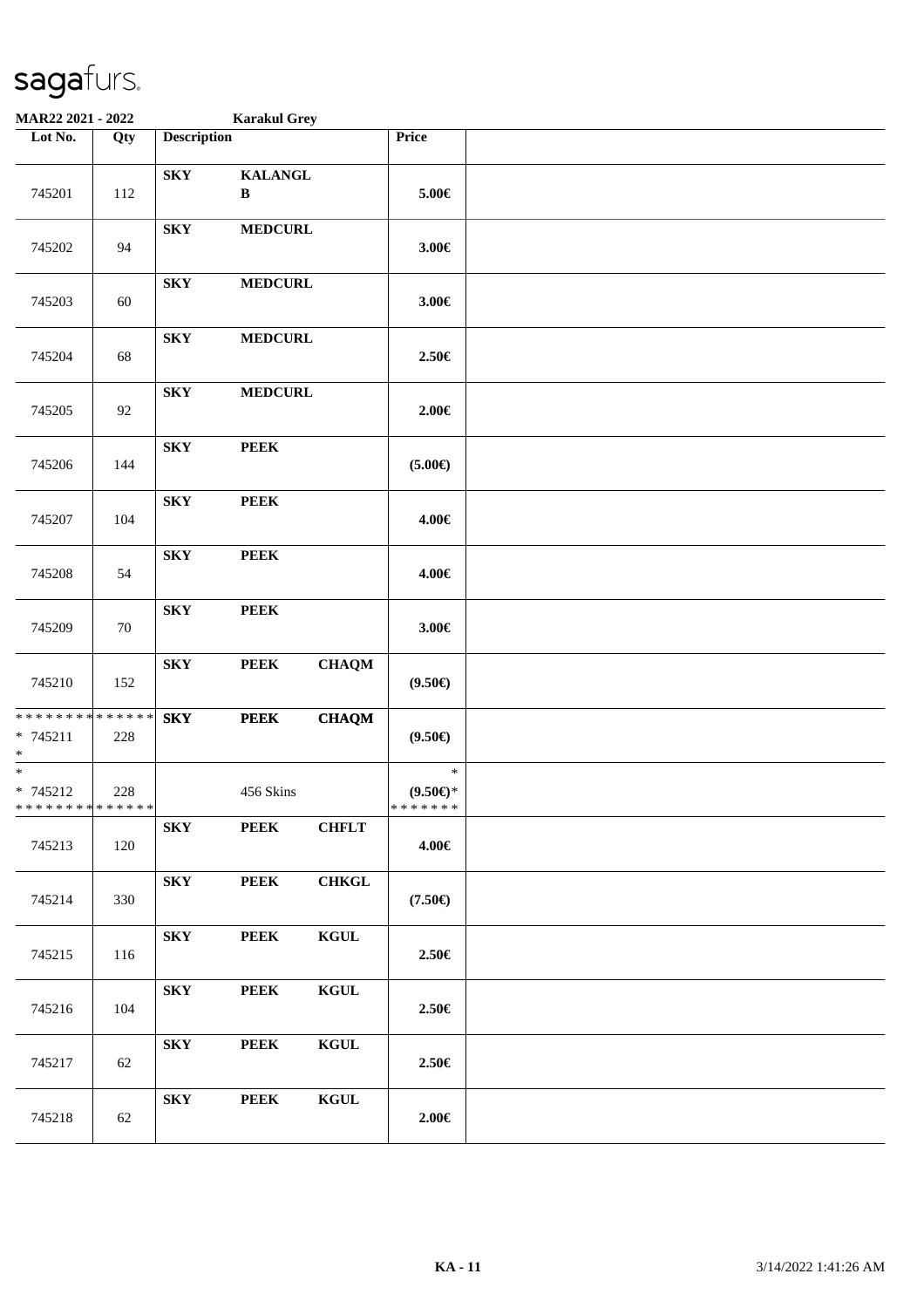# sagafurs.

**MAR22 2021 - 2022** **Karakul Grey**

| Lot No. | Qty | Description | | | Price | |
|---|---|---|---|---|---|---|
| 745201 | 112 | **SKY** | **KALANGL B** | | **5.00€** | |
| 745202 | 94 | **SKY** | **MEDCURL** | | **3.00€** | |
| 745203 | 60 | **SKY** | **MEDCURL** | | **3.00€** | |
| 745204 | 68 | **SKY** | **MEDCURL** | | **2.50€** | |
| 745205 | 92 | **SKY** | **MEDCURL** | | **2.00€** | |
| 745206 | 144 | **SKY** | **PEEK** | | **(5.00€)** | |
| 745207 | 104 | **SKY** | **PEEK** | | **4.00€** | |
| 745208 | 54 | **SKY** | **PEEK** | | **4.00€** | |
| 745209 | 70 | **SKY** | **PEEK** | | **3.00€** | |
| 745210 | 152 | **SKY** | **PEEK** | **CHAQM** | **(9.50€)** | |
| * * * * * * * * * * * * * * <br>* 745211<br>* | 228 | **SKY** | **PEEK** | **CHAQM** | **(9.50€)** | |
| *<br>* 745212<br>* * * * * * * * * * * * * * | 228 | | 456 Skins | | *<br>**(9.50€)***<br>* * * * * * * | |
| 745213 | 120 | **SKY** | **PEEK** | **CHFLT** | **4.00€** | |
| 745214 | 330 | **SKY** | **PEEK** | **CHKGL** | **(7.50€)** | |
| 745215 | 116 | **SKY** | **PEEK** | **KGUL** | **2.50€** | |
| 745216 | 104 | **SKY** | **PEEK** | **KGUL** | **2.50€** | |
| 745217 | 62 | **SKY** | **PEEK** | **KGUL** | **2.50€** | |
| 745218 | 62 | **SKY** | **PEEK** | **KGUL** | **2.00€** | |

**KA - 11** 3/14/2022 1:41:26 AM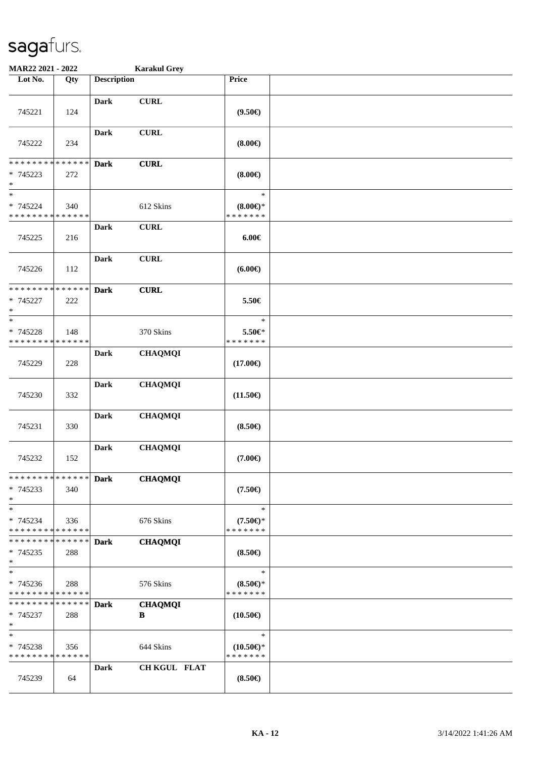**MAR22 2021 - 2022** **Karakul Grey**

| Lot No. | Qty | Description | | Price | |
|---|---|---|---|---|---|
| 745221 | 124 | **Dark** | **CURL** | **(9.50€)** | |
| 745222 | 234 | **Dark** | **CURL** | **(8.00€)** | |
| * * * * * * * * * * * * * * <br> * 745223 <br> * | 272 | **Dark** | **CURL** | **(8.00€)** | |
| * <br> * 745224 <br> * * * * * * * * * * * * * * | 340 | | 612 Skins | * <br> **(8.00€)*** <br> * * * * * * * | |
| 745225 | 216 | **Dark** | **CURL** | **6.00€** | |
| 745226 | 112 | **Dark** | **CURL** | **(6.00€)** | |
| * * * * * * * * * * * * * * <br> * 745227 <br> * | 222 | **Dark** | **CURL** | **5.50€** | |
| * <br> * 745228 <br> * * * * * * * * * * * * * * | 148 | | 370 Skins | * <br> **5.50€*** <br> * * * * * * * | |
| 745229 | 228 | **Dark** | **CHAQMQI** | **(17.00€)** | |
| 745230 | 332 | **Dark** | **CHAQMQI** | **(11.50€)** | |
| 745231 | 330 | **Dark** | **CHAQMQI** | **(8.50€)** | |
| 745232 | 152 | **Dark** | **CHAQMQI** | **(7.00€)** | |
| * * * * * * * * * * * * * * <br> * 745233 <br> * | 340 | **Dark** | **CHAQMQI** | **(7.50€)** | |
| * <br> * 745234 <br> * * * * * * * * * * * * * * | 336 | | 676 Skins | * <br> **(7.50€)*** <br> * * * * * * * | |
| * * * * * * * * * * * * * * <br> * 745235 <br> * | 288 | **Dark** | **CHAQMQI** | **(8.50€)** | |
| * <br> * 745236 <br> * * * * * * * * * * * * * * | 288 | | 576 Skins | * <br> **(8.50€)*** <br> * * * * * * * | |
| * * * * * * * * * * * * * * <br> * 745237 <br> * | 288 | **Dark** | **CHAQMQI B** | **(10.50€)** | |
| * <br> * 745238 <br> * * * * * * * * * * * * * * | 356 | | 644 Skins | * <br> **(10.50€)*** <br> * * * * * * * | |
| 745239 | 64 | **Dark** | **CH KGUL FLAT** | **(8.50€)** | |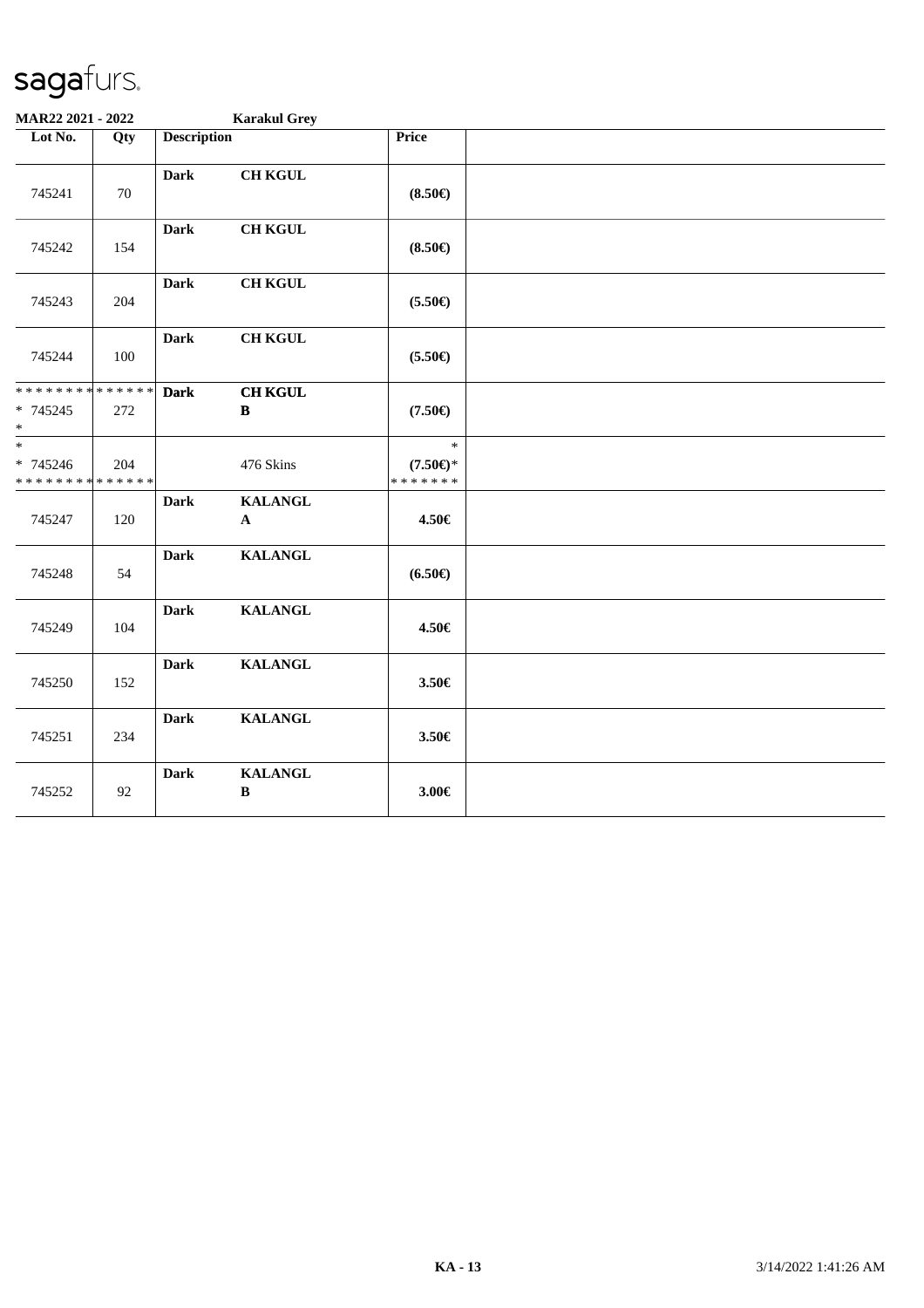sagafurs.

MAR22 2021 - 2022 Karakul Grey

| Lot No. | Qty | Description | | Price | |
|---|---|---|---|---|---|
| 745241 | 70 | Dark | CH KGUL | (8.50€) | |
| 745242 | 154 | Dark | CH KGUL | (8.50€) | |
| 745243 | 204 | Dark | CH KGUL | (5.50€) | |
| 745244 | 100 | Dark | CH KGUL | (5.50€) | |
| * * * * * * * * * * * * * * <br>* 745245 <br>* | 272 | Dark | CH KGUL <br>B | (7.50€) | |
| * <br>* 745246 <br>* * * * * * * * * * * * * * | 204 | | 476 Skins | * <br>(7.50€)* <br>* * * * * * * | |
| 745247 | 120 | Dark | KALANGL <br>A | 4.50€ | |
| 745248 | 54 | Dark | KALANGL | (6.50€) | |
| 745249 | 104 | Dark | KALANGL | 4.50€ | |
| 745250 | 152 | Dark | KALANGL | 3.50€ | |
| 745251 | 234 | Dark | KALANGL | 3.50€ | |
| 745252 | 92 | Dark | KALANGL <br>B | 3.00€ | |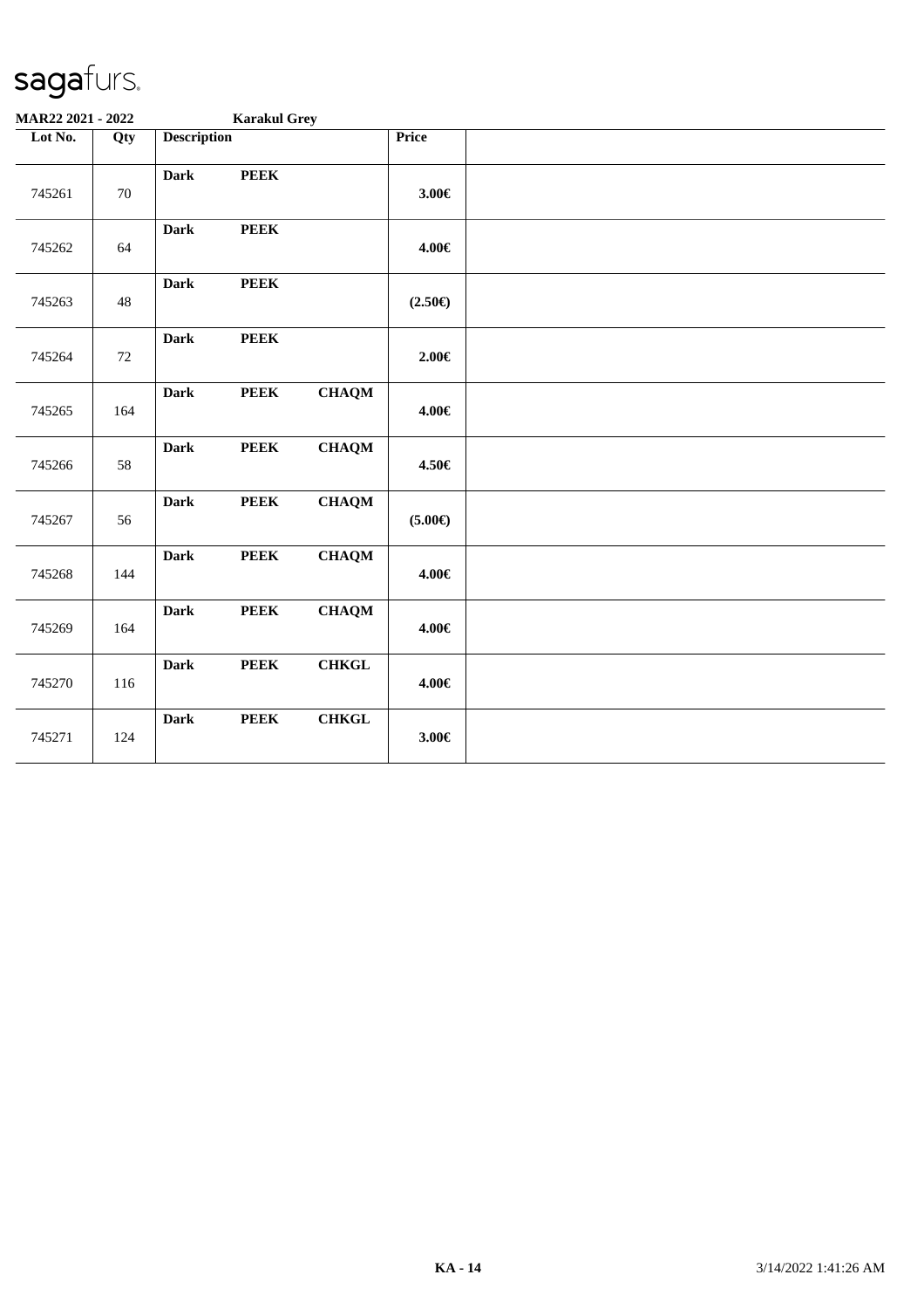sagafurs.

**MAR22 2021 - 2022** **Karakul Grey**

| Lot No. | Qty | Description | | | Price | |
|---|---|---|---|---|---|---|
| 745261 | 70 | **Dark** | **PEEK** | | **3.00€** | |
| 745262 | 64 | **Dark** | **PEEK** | | **4.00€** | |
| 745263 | 48 | **Dark** | **PEEK** | | **(2.50€)** | |
| 745264 | 72 | **Dark** | **PEEK** | | **2.00€** | |
| 745265 | 164 | **Dark** | **PEEK** | **CHAQM** | **4.00€** | |
| 745266 | 58 | **Dark** | **PEEK** | **CHAQM** | **4.50€** | |
| 745267 | 56 | **Dark** | **PEEK** | **CHAQM** | **(5.00€)** | |
| 745268 | 144 | **Dark** | **PEEK** | **CHAQM** | **4.00€** | |
| 745269 | 164 | **Dark** | **PEEK** | **CHAQM** | **4.00€** | |
| 745270 | 116 | **Dark** | **PEEK** | **CHKGL** | **4.00€** | |
| 745271 | 124 | **Dark** | **PEEK** | **CHKGL** | **3.00€** | |

**KA - 14** 3/14/2022 1:41:26 AM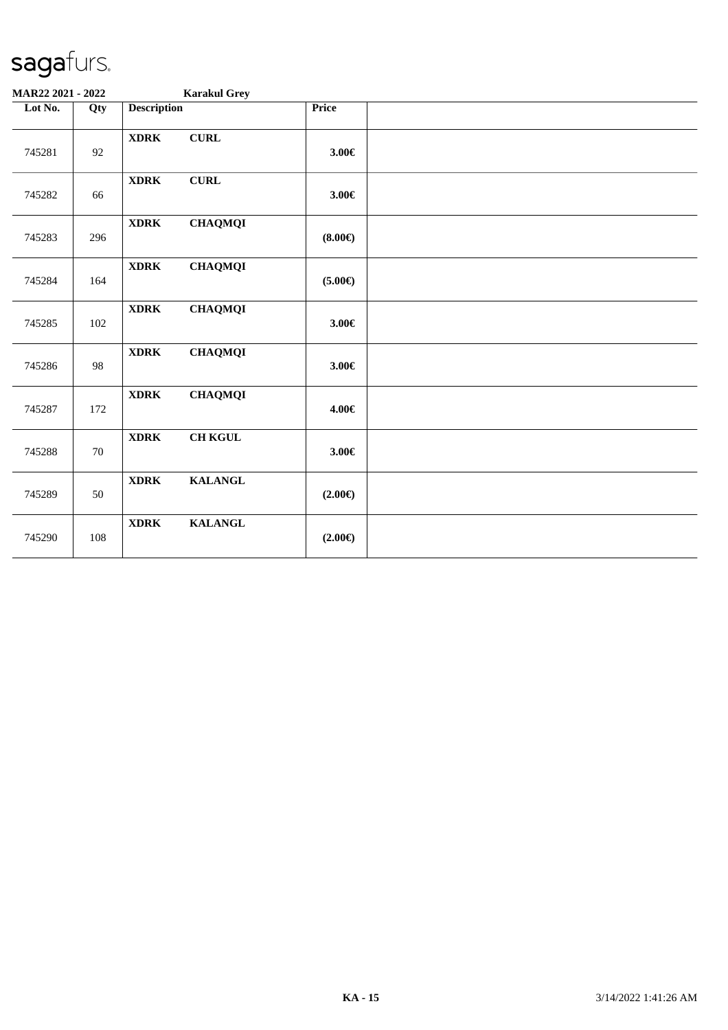**sagafurs.**

**MAR22 2021 - 2022** **Karakul Grey**

| Lot No. | Qty | Description | | Price | |
|---|---|---|---|---|---|
| 745281 | 92 | **XDRK** | **CURL** | **3.00€** | |
| 745282 | 66 | **XDRK** | **CURL** | **3.00€** | |
| 745283 | 296 | **XDRK** | **CHAQMQI** | **(8.00€)** | |
| 745284 | 164 | **XDRK** | **CHAQMQI** | **(5.00€)** | |
| 745285 | 102 | **XDRK** | **CHAQMQI** | **3.00€** | |
| 745286 | 98 | **XDRK** | **CHAQMQI** | **3.00€** | |
| 745287 | 172 | **XDRK** | **CHAQMQI** | **4.00€** | |
| 745288 | 70 | **XDRK** | **CH KGUL** | **3.00€** | |
| 745289 | 50 | **XDRK** | **KALANGL** | **(2.00€)** | |
| 745290 | 108 | **XDRK** | **KALANGL** | **(2.00€)** | |

**KA - 15** 3/14/2022 1:41:26 AM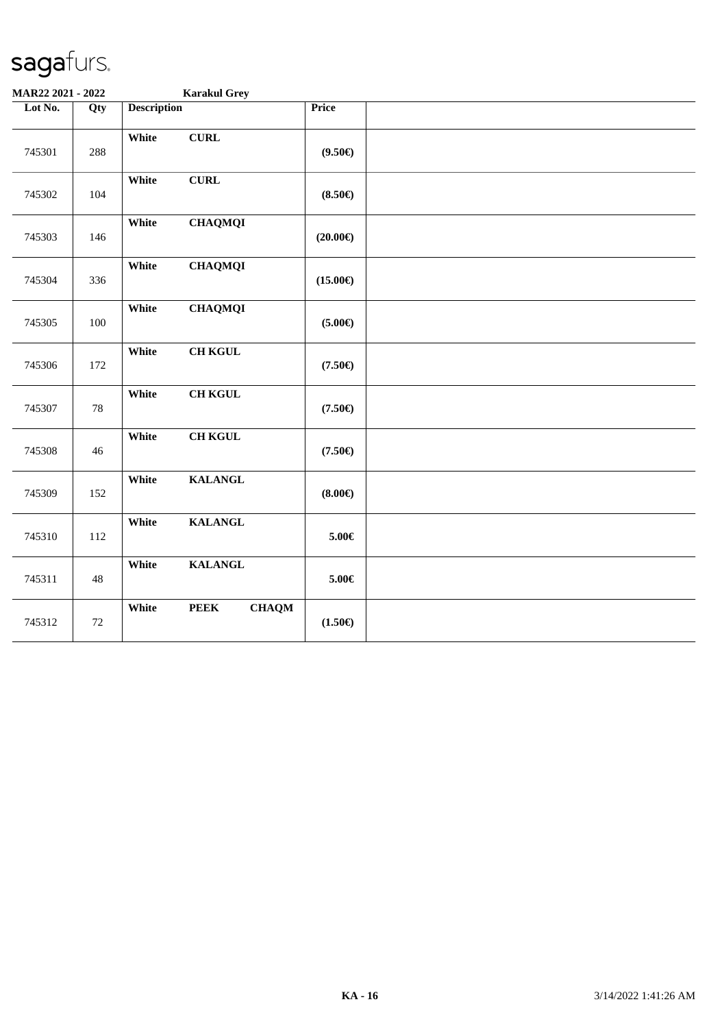sagafurs.

**MAR22 2021 - 2022** **Karakul Grey**

| Lot No. | Qty | Description | Price | |
|---|---|---|---|---|
| 745301 | 288 | **White CURL** | **(9.50€)** | |
| 745302 | 104 | **White CURL** | **(8.50€)** | |
| 745303 | 146 | **White CHAQMQI** | **(20.00€)** | |
| 745304 | 336 | **White CHAQMQI** | **(15.00€)** | |
| 745305 | 100 | **White CHAQMQI** | **(5.00€)** | |
| 745306 | 172 | **White CH KGUL** | **(7.50€)** | |
| 745307 | 78 | **White CH KGUL** | **(7.50€)** | |
| 745308 | 46 | **White CH KGUL** | **(7.50€)** | |
| 745309 | 152 | **White KALANGL** | **(8.00€)** | |
| 745310 | 112 | **White KALANGL** | **5.00€** | |
| 745311 | 48 | **White KALANGL** | **5.00€** | |
| 745312 | 72 | **White PEEK CHAQM** | **(1.50€)** | |

**KA - 16** 3/14/2022 1:41:26 AM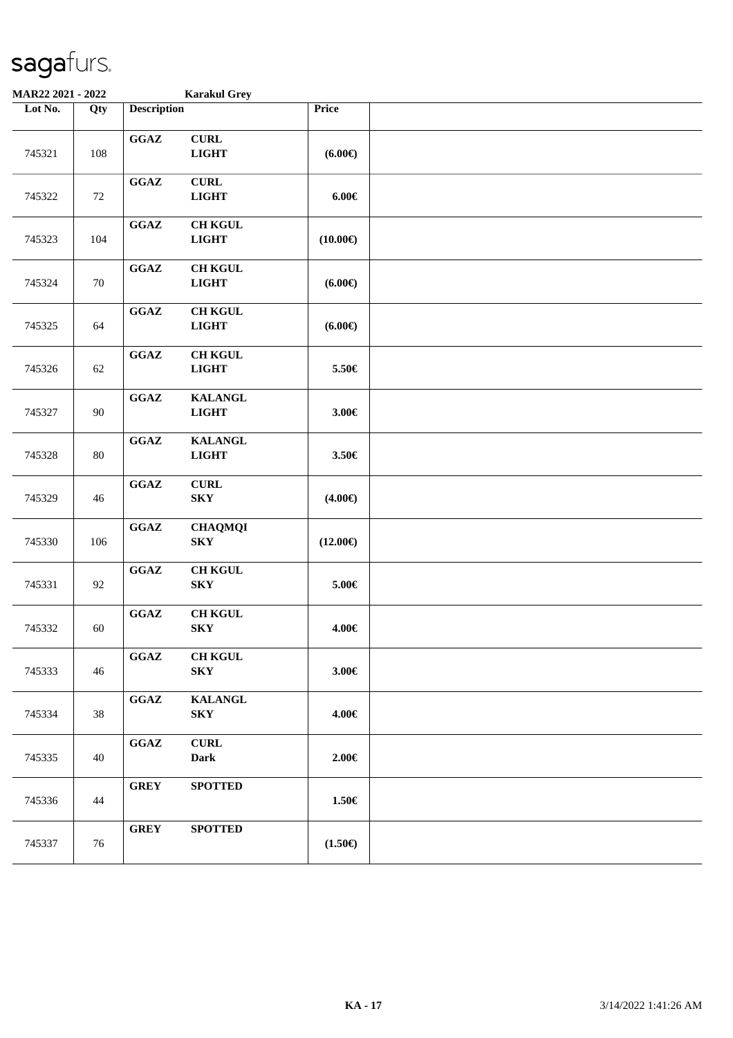sagafurs.

MAR22 2021 - 2022 Karakul Grey

| Lot No. | Qty | Description | | Price | |
|---|---|---|---|---|---|
| 745321 | 108 | GGAZ | CURL LIGHT | (6.00€) | |
| 745322 | 72 | GGAZ | CURL LIGHT | 6.00€ | |
| 745323 | 104 | GGAZ | CH KGUL LIGHT | (10.00€) | |
| 745324 | 70 | GGAZ | CH KGUL LIGHT | (6.00€) | |
| 745325 | 64 | GGAZ | CH KGUL LIGHT | (6.00€) | |
| 745326 | 62 | GGAZ | CH KGUL LIGHT | 5.50€ | |
| 745327 | 90 | GGAZ | KALANGL LIGHT | 3.00€ | |
| 745328 | 80 | GGAZ | KALANGL LIGHT | 3.50€ | |
| 745329 | 46 | GGAZ | CURL SKY | (4.00€) | |
| 745330 | 106 | GGAZ | CHAQMQI SKY | (12.00€) | |
| 745331 | 92 | GGAZ | CH KGUL SKY | 5.00€ | |
| 745332 | 60 | GGAZ | CH KGUL SKY | 4.00€ | |
| 745333 | 46 | GGAZ | CH KGUL SKY | 3.00€ | |
| 745334 | 38 | GGAZ | KALANGL SKY | 4.00€ | |
| 745335 | 40 | GGAZ | CURL Dark | 2.00€ | |
| 745336 | 44 | GREY | SPOTTED | 1.50€ | |
| 745337 | 76 | GREY | SPOTTED | (1.50€) | |

KA - 17 3/14/2022 1:41:26 AM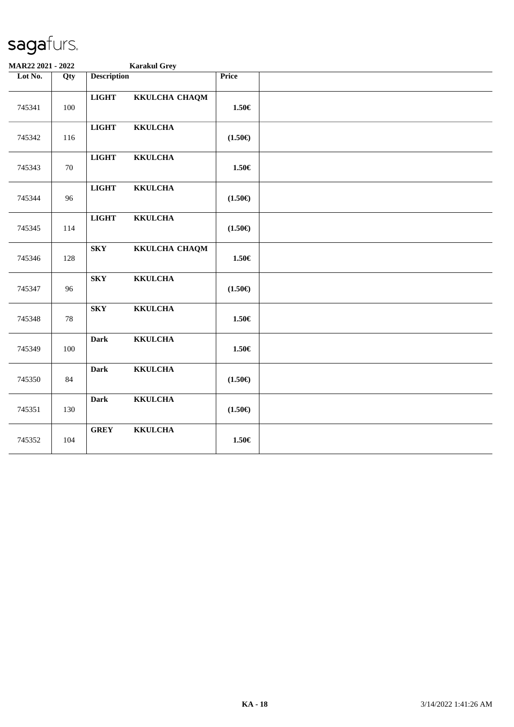sagafurs.

**MAR22 2021 - 2022** **Karakul Grey**

| Lot No. | Qty | Description | | Price | |
|---|---|---|---|---|---|
| 745341 | 100 | **LIGHT** | **KKULCHA CHAQM** | **1.50€** | |
| 745342 | 116 | **LIGHT** | **KKULCHA** | **(1.50€)** | |
| 745343 | 70 | **LIGHT** | **KKULCHA** | **1.50€** | |
| 745344 | 96 | **LIGHT** | **KKULCHA** | **(1.50€)** | |
| 745345 | 114 | **LIGHT** | **KKULCHA** | **(1.50€)** | |
| 745346 | 128 | **SKY** | **KKULCHA CHAQM** | **1.50€** | |
| 745347 | 96 | **SKY** | **KKULCHA** | **(1.50€)** | |
| 745348 | 78 | **SKY** | **KKULCHA** | **1.50€** | |
| 745349 | 100 | **Dark** | **KKULCHA** | **1.50€** | |
| 745350 | 84 | **Dark** | **KKULCHA** | **(1.50€)** | |
| 745351 | 130 | **Dark** | **KKULCHA** | **(1.50€)** | |
| 745352 | 104 | **GREY** | **KKULCHA** | **1.50€** | |

**KA - 18** 3/14/2022 1:41:26 AM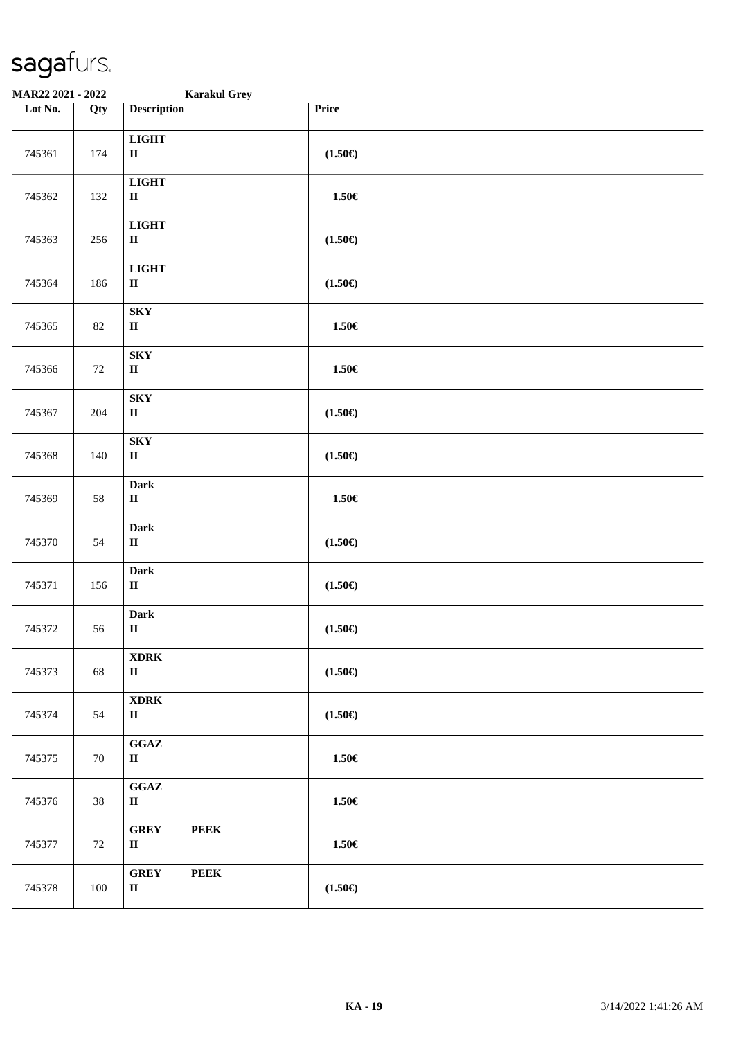# sagafurs.

**MAR22 2021 - 2022** **Karakul Grey**

| Lot No. | Qty | Description | Price | |
|---|---|---|---|---|
| 745361 | 174 | **LIGHT II** | **(1.50€)** | |
| 745362 | 132 | **LIGHT II** | **1.50€** | |
| 745363 | 256 | **LIGHT II** | **(1.50€)** | |
| 745364 | 186 | **LIGHT II** | **(1.50€)** | |
| 745365 | 82 | **SKY II** | **1.50€** | |
| 745366 | 72 | **SKY II** | **1.50€** | |
| 745367 | 204 | **SKY II** | **(1.50€)** | |
| 745368 | 140 | **SKY II** | **(1.50€)** | |
| 745369 | 58 | **Dark II** | **1.50€** | |
| 745370 | 54 | **Dark II** | **(1.50€)** | |
| 745371 | 156 | **Dark II** | **(1.50€)** | |
| 745372 | 56 | **Dark II** | **(1.50€)** | |
| 745373 | 68 | **XDRK II** | **(1.50€)** | |
| 745374 | 54 | **XDRK II** | **(1.50€)** | |
| 745375 | 70 | **GGAZ II** | **1.50€** | |
| 745376 | 38 | **GGAZ II** | **1.50€** | |
| 745377 | 72 | **GREY PEEK II** | **1.50€** | |
| 745378 | 100 | **GREY PEEK II** | **(1.50€)** | |

**KA - 19** 3/14/2022 1:41:26 AM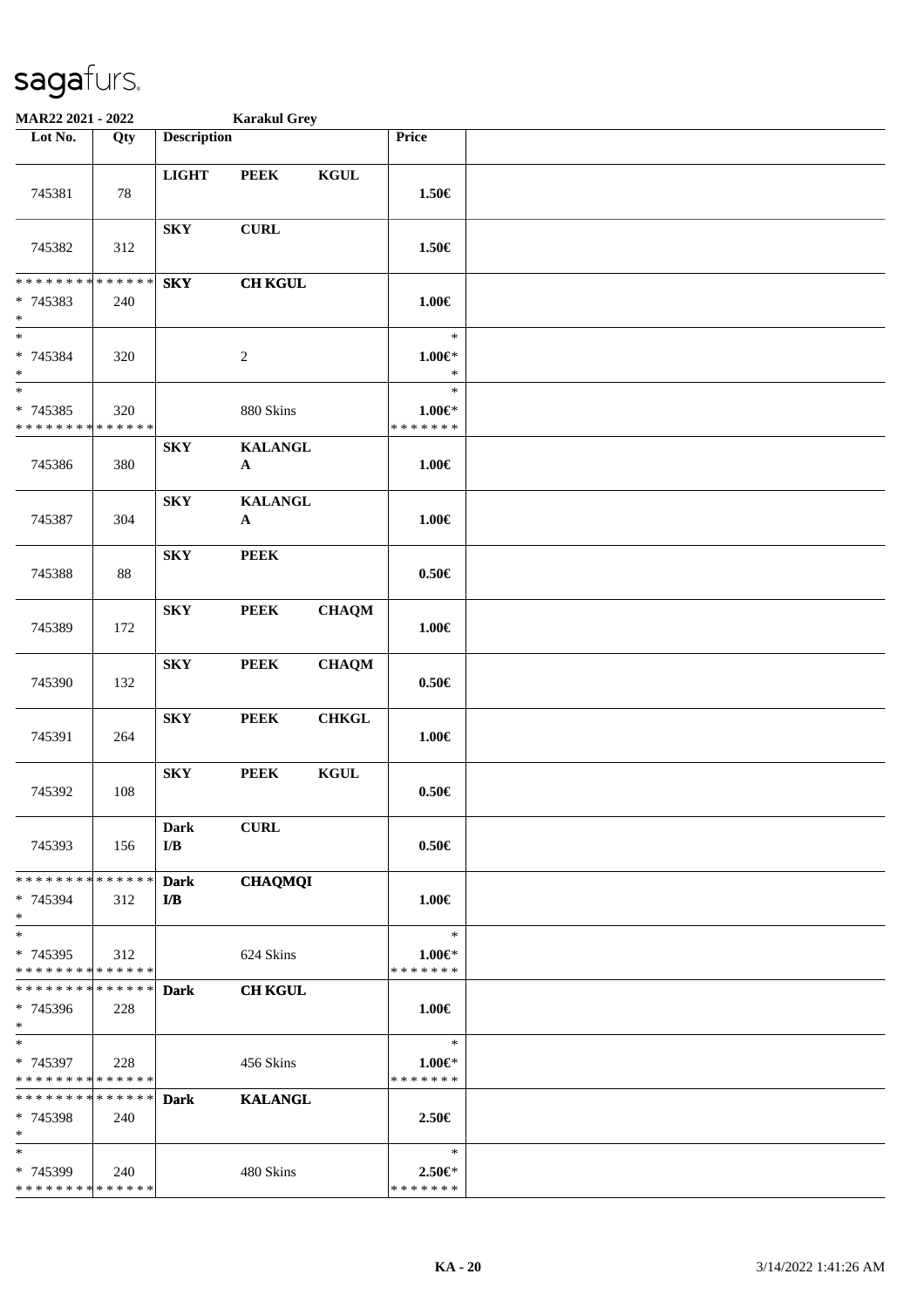sagafurs.

MAR22 2021 - 2022 Karakul Grey

| Lot No. | Qty | Description | | | Price | |
|---|---|---|---|---|---|---|
| 745381 | 78 | LIGHT | PEEK | KGUL | 1.50€ | |
| 745382 | 312 | SKY | CURL | | 1.50€ | |
| * * * * * * * * * * * * * * <br> * 745383 <br> * | 240 | SKY | CH KGUL | | 1.00€ | |
| * <br> * 745384 <br> * | 320 | | 2 | | * <br> 1.00€* <br> * | |
| * <br> * 745385 <br> * * * * * * * * * * * * * * | 320 | | 880 Skins | | * <br> 1.00€* <br> * * * * * * * | |
| 745386 | 380 | SKY | KALANGL A | | 1.00€ | |
| 745387 | 304 | SKY | KALANGL A | | 1.00€ | |
| 745388 | 88 | SKY | PEEK | | 0.50€ | |
| 745389 | 172 | SKY | PEEK | CHAQM | 1.00€ | |
| 745390 | 132 | SKY | PEEK | CHAQM | 0.50€ | |
| 745391 | 264 | SKY | PEEK | CHKGL | 1.00€ | |
| 745392 | 108 | SKY | PEEK | KGUL | 0.50€ | |
| 745393 | 156 | Dark I/B | CURL | | 0.50€ | |
| * * * * * * * * * * * * * * <br> * 745394 <br> * | 312 | Dark I/B | CHAQMQI | | 1.00€ | |
| * <br> * 745395 <br> * * * * * * * * * * * * * * | 312 | | 624 Skins | | * <br> 1.00€* <br> * * * * * * * | |
| * * * * * * * * * * * * * * <br> * 745396 <br> * | 228 | Dark | CH KGUL | | 1.00€ | |
| * <br> * 745397 <br> * * * * * * * * * * * * * * | 228 | | 456 Skins | | * <br> 1.00€* <br> * * * * * * * | |
| * * * * * * * * * * * * * * <br> * 745398 <br> * | 240 | Dark | KALANGL | | 2.50€ | |
| * <br> * 745399 <br> * * * * * * * * * * * * * * | 240 | | 480 Skins | | * <br> 2.50€* <br> * * * * * * * | |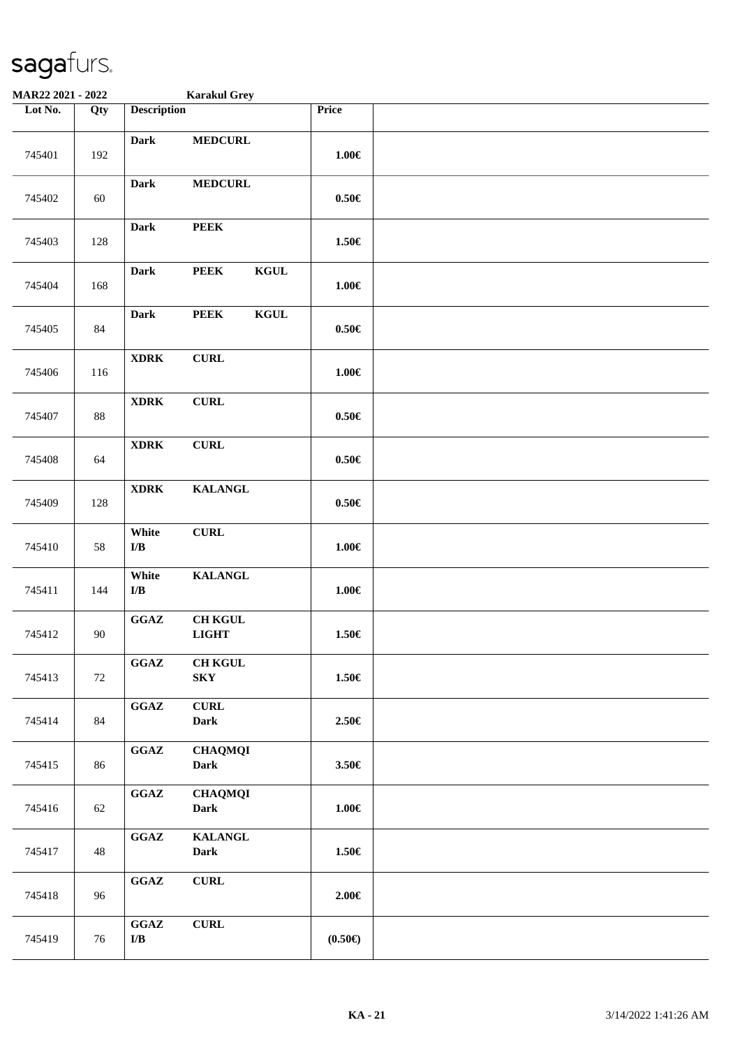# sagafurs.

**MAR22 2021 - 2022** **Karakul Grey**

| Lot No. | Qty | Description | Price | |
|---|---|---|---|---|
| 745401 | 192 | **Dark** **MEDCURL** | **1.00€** | |
| 745402 | 60 | **Dark** **MEDCURL** | **0.50€** | |
| 745403 | 128 | **Dark** **PEEK** | **1.50€** | |
| 745404 | 168 | **Dark** **PEEK** **KGUL** | **1.00€** | |
| 745405 | 84 | **Dark** **PEEK** **KGUL** | **0.50€** | |
| 745406 | 116 | **XDRK** **CURL** | **1.00€** | |
| 745407 | 88 | **XDRK** **CURL** | **0.50€** | |
| 745408 | 64 | **XDRK** **CURL** | **0.50€** | |
| 745409 | 128 | **XDRK** **KALANGL** | **0.50€** | |
| 745410 | 58 | **White** **CURL** **I/B** | **1.00€** | |
| 745411 | 144 | **White** **KALANGL** **I/B** | **1.00€** | |
| 745412 | 90 | **GGAZ** **CH KGUL** **LIGHT** | **1.50€** | |
| 745413 | 72 | **GGAZ** **CH KGUL** **SKY** | **1.50€** | |
| 745414 | 84 | **GGAZ** **CURL** **Dark** | **2.50€** | |
| 745415 | 86 | **GGAZ** **CHAQMQI** **Dark** | **3.50€** | |
| 745416 | 62 | **GGAZ** **CHAQMQI** **Dark** | **1.00€** | |
| 745417 | 48 | **GGAZ** **KALANGL** **Dark** | **1.50€** | |
| 745418 | 96 | **GGAZ** **CURL** | **2.00€** | |
| 745419 | 76 | **GGAZ** **CURL** **I/B** | **(0.50€)** | |

**KA - 21** 3/14/2022 1:41:26 AM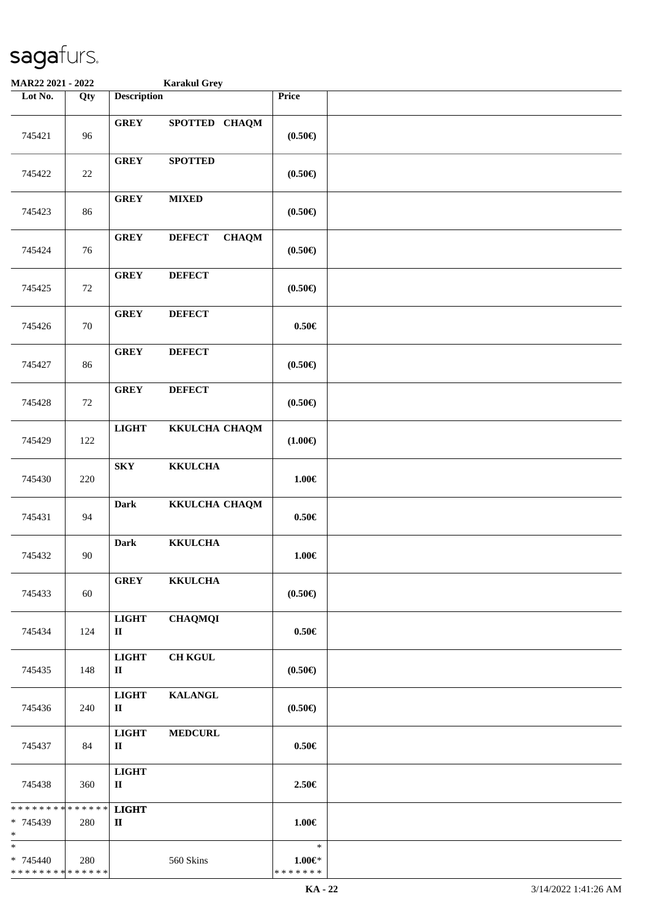**MAR22 2021 - 2022** Karakul Grey

| Lot No. | Qty | Description | Price | |
|---|---|---|---|---|
| 745421 | 96 | GREY SPOTTED CHAQM | (0.50€) | |
| 745422 | 22 | GREY SPOTTED | (0.50€) | |
| 745423 | 86 | GREY MIXED | (0.50€) | |
| 745424 | 76 | GREY DEFECT CHAQM | (0.50€) | |
| 745425 | 72 | GREY DEFECT | (0.50€) | |
| 745426 | 70 | GREY DEFECT | 0.50€ | |
| 745427 | 86 | GREY DEFECT | (0.50€) | |
| 745428 | 72 | GREY DEFECT | (0.50€) | |
| 745429 | 122 | LIGHT KKULCHA CHAQM | (1.00€) | |
| 745430 | 220 | SKY KKULCHA | 1.00€ | |
| 745431 | 94 | Dark KKULCHA CHAQM | 0.50€ | |
| 745432 | 90 | Dark KKULCHA | 1.00€ | |
| 745433 | 60 | GREY KKULCHA | (0.50€) | |
| 745434 | 124 | LIGHT CHAQMQI II | 0.50€ | |
| 745435 | 148 | LIGHT CH KGUL II | (0.50€) | |
| 745436 | 240 | LIGHT KALANGL II | (0.50€) | |
| 745437 | 84 | LIGHT MEDCURL II | 0.50€ | |
| 745438 | 360 | LIGHT II | 2.50€ | |
| * 745439 | 280 | LIGHT II | 1.00€ | |
| * 745440 | 280 | 560 Skins | 1.00€* | |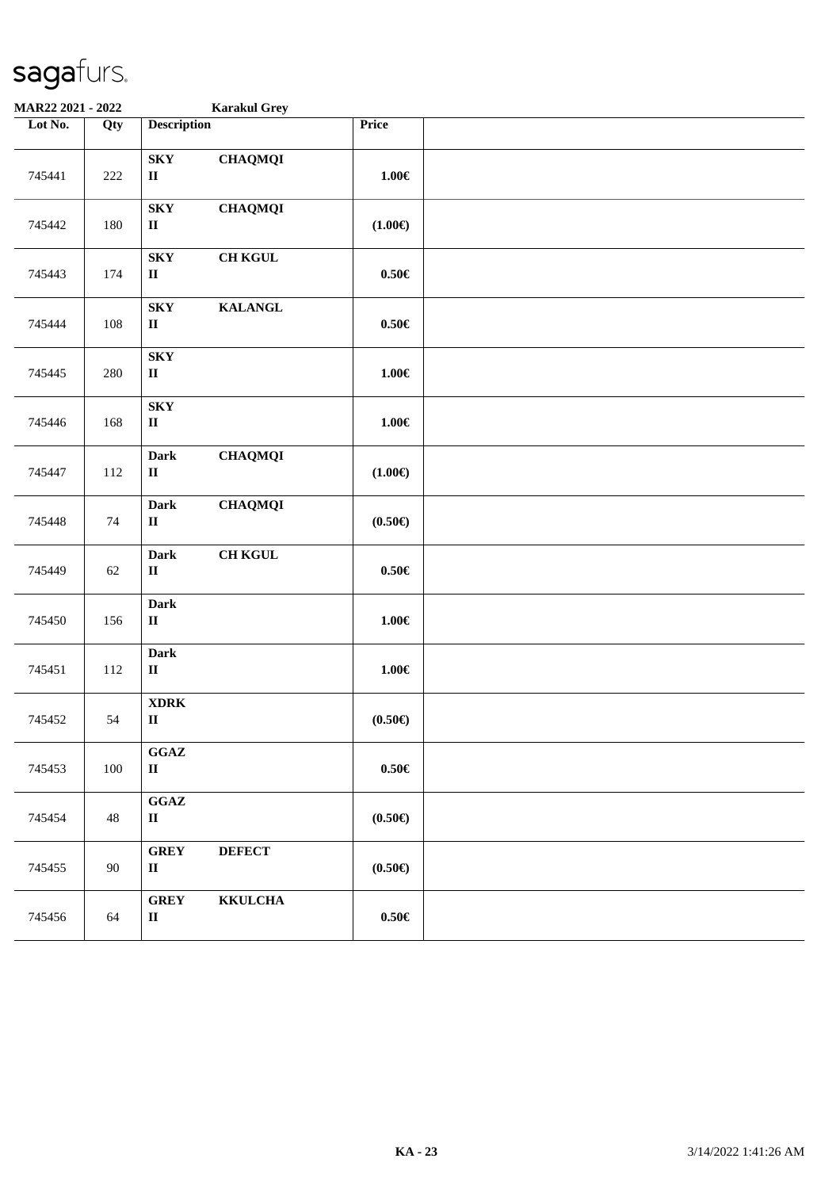sagafurs.

MAR22 2021 - 2022 Karakul Grey

| Lot No. | Qty | Description | Price | |
|---|---|---|---|---|
| 745441 | 222 | **SKY** **CHAQMQI** **II** | **1.00€** | |
| 745442 | 180 | **SKY** **CHAQMQI** **II** | **(1.00€)** | |
| 745443 | 174 | **SKY** **CH KGUL** **II** | **0.50€** | |
| 745444 | 108 | **SKY** **KALANGL** **II** | **0.50€** | |
| 745445 | 280 | **SKY** **II** | **1.00€** | |
| 745446 | 168 | **SKY** **II** | **1.00€** | |
| 745447 | 112 | **Dark** **CHAQMQI** **II** | **(1.00€)** | |
| 745448 | 74 | **Dark** **CHAQMQI** **II** | **(0.50€)** | |
| 745449 | 62 | **Dark** **CH KGUL** **II** | **0.50€** | |
| 745450 | 156 | **Dark** **II** | **1.00€** | |
| 745451 | 112 | **Dark** **II** | **1.00€** | |
| 745452 | 54 | **XDRK** **II** | **(0.50€)** | |
| 745453 | 100 | **GGAZ** **II** | **0.50€** | |
| 745454 | 48 | **GGAZ** **II** | **(0.50€)** | |
| 745455 | 90 | **GREY** **DEFECT** **II** | **(0.50€)** | |
| 745456 | 64 | **GREY** **KKULCHA** **II** | **0.50€** | |

**KA - 23** 3/14/2022 1:41:26 AM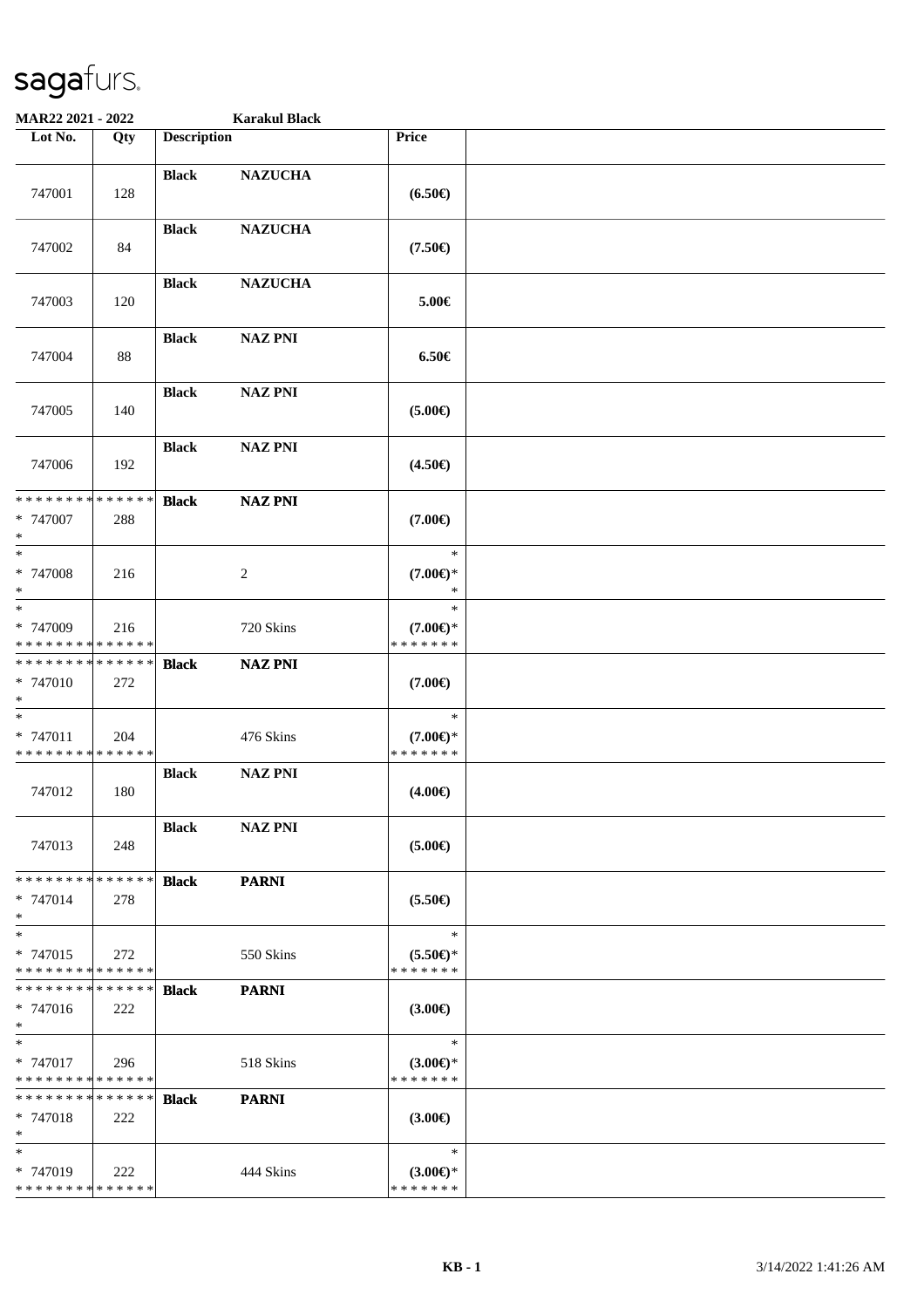# sagafurs.

**MAR22 2021 - 2022** **Karakul Black**

| Lot No. | Qty | Description | | Price | |
|---|---|---|---|---|---|
| 747001 | 128 | **Black** | **NAZUCHA** | **(6.50€)** | |
| 747002 | 84 | **Black** | **NAZUCHA** | **(7.50€)** | |
| 747003 | 120 | **Black** | **NAZUCHA** | **5.00€** | |
| 747004 | 88 | **Black** | **NAZ PNI** | **6.50€** | |
| 747005 | 140 | **Black** | **NAZ PNI** | **(5.00€)** | |
| 747006 | 192 | **Black** | **NAZ PNI** | **(4.50€)** | |
| * * * * * * * * * * * * * * <br>* 747007 <br>* | 288 | **Black** | **NAZ PNI** | **(7.00€)** | |
| * <br>* 747008 <br>* | 216 | | 2 | * <br>**(7.00€)*** <br>* | |
| * <br>* 747009 <br>* * * * * * * * * * * * * * | 216 | | 720 Skins | * <br>**(7.00€)*** <br>* * * * * * * | |
| * * * * * * * * * * * * * * <br>* 747010 <br>* | 272 | **Black** | **NAZ PNI** | **(7.00€)** | |
| * <br>* 747011 <br>* * * * * * * * * * * * * * | 204 | | 476 Skins | * <br>**(7.00€)*** <br>* * * * * * * | |
| 747012 | 180 | **Black** | **NAZ PNI** | **(4.00€)** | |
| 747013 | 248 | **Black** | **NAZ PNI** | **(5.00€)** | |
| * * * * * * * * * * * * * * <br>* 747014 <br>* | 278 | **Black** | **PARNI** | **(5.50€)** | |
| * <br>* 747015 <br>* * * * * * * * * * * * * * | 272 | | 550 Skins | * <br>**(5.50€)*** <br>* * * * * * * | |
| * * * * * * * * * * * * * * <br>* 747016 <br>* | 222 | **Black** | **PARNI** | **(3.00€)** | |
| * <br>* 747017 <br>* * * * * * * * * * * * * * | 296 | | 518 Skins | * <br>**(3.00€)*** <br>* * * * * * * | |
| * * * * * * * * * * * * * * <br>* 747018 <br>* | 222 | **Black** | **PARNI** | **(3.00€)** | |
| * <br>* 747019 <br>* * * * * * * * * * * * * * | 222 | | 444 Skins | * <br>**(3.00€)*** <br>* * * * * * * | |

**KB - 1** 3/14/2022 1:41:26 AM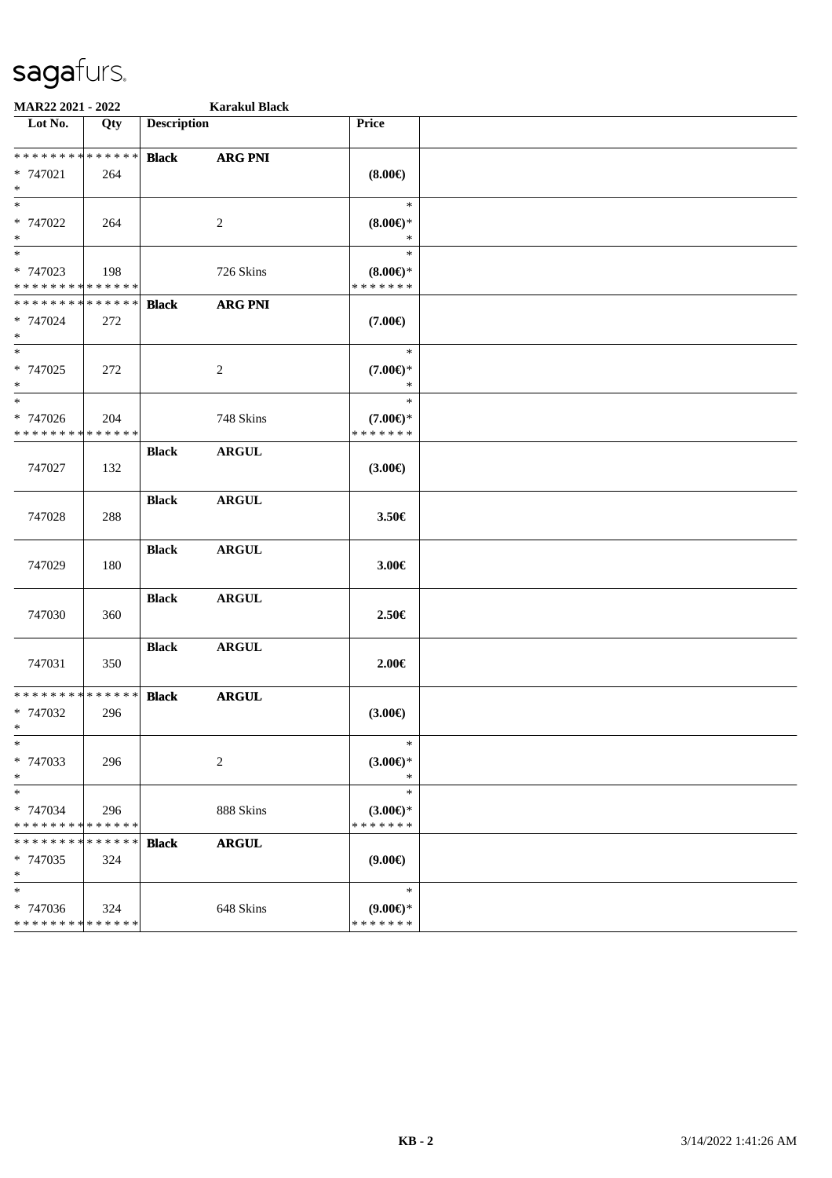# sagafurs.

**MAR22 2021 - 2022** **Karakul Black**

| Lot No. | Qty | Description | | Price | |
|---|---|---|---|---|---|
| * * * * * * * * * * * * * * | | **Black** | **ARG PNI** | | |
| * 747021 | 264 | | | **(8.00€)** | |
| * | | | | | |
| * | | | | * | |
| * 747022 | 264 | | 2 | **(8.00€)*** | |
| * | | | | * | |
| * | | | | * | |
| * 747023 | 198 | | 726 Skins | **(8.00€)*** | |
| * * * * * * * * * * * * * * | | | | * * * * * * * | |
| * * * * * * * * * * * * * * | | **Black** | **ARG PNI** | | |
| * 747024 | 272 | | | **(7.00€)** | |
| * | | | | | |
| * | | | | * | |
| * 747025 | 272 | | 2 | **(7.00€)*** | |
| * | | | | * | |
| * | | | | * | |
| * 747026 | 204 | | 748 Skins | **(7.00€)*** | |
| * * * * * * * * * * * * * * | | | | * * * * * * * | |
| | | **Black** | **ARGUL** | | |
| 747027 | 132 | | | **(3.00€)** | |
| | | **Black** | **ARGUL** | | |
| 747028 | 288 | | | **3.50€** | |
| | | **Black** | **ARGUL** | | |
| 747029 | 180 | | | **3.00€** | |
| | | **Black** | **ARGUL** | | |
| 747030 | 360 | | | **2.50€** | |
| | | **Black** | **ARGUL** | | |
| 747031 | 350 | | | **2.00€** | |
| * * * * * * * * * * * * * * | | **Black** | **ARGUL** | | |
| * 747032 | 296 | | | **(3.00€)** | |
| * | | | | | |
| * | | | | * | |
| * 747033 | 296 | | 2 | **(3.00€)*** | |
| * | | | | * | |
| * | | | | * | |
| * 747034 | 296 | | 888 Skins | **(3.00€)*** | |
| * * * * * * * * * * * * * * | | | | * * * * * * * | |
| * * * * * * * * * * * * * * | | **Black** | **ARGUL** | | |
| * 747035 | 324 | | | **(9.00€)** | |
| * | | | | | |
| * | | | | * | |
| * 747036 | 324 | | 648 Skins | **(9.00€)*** | |
| * * * * * * * * * * * * * * | | | | * * * * * * * | |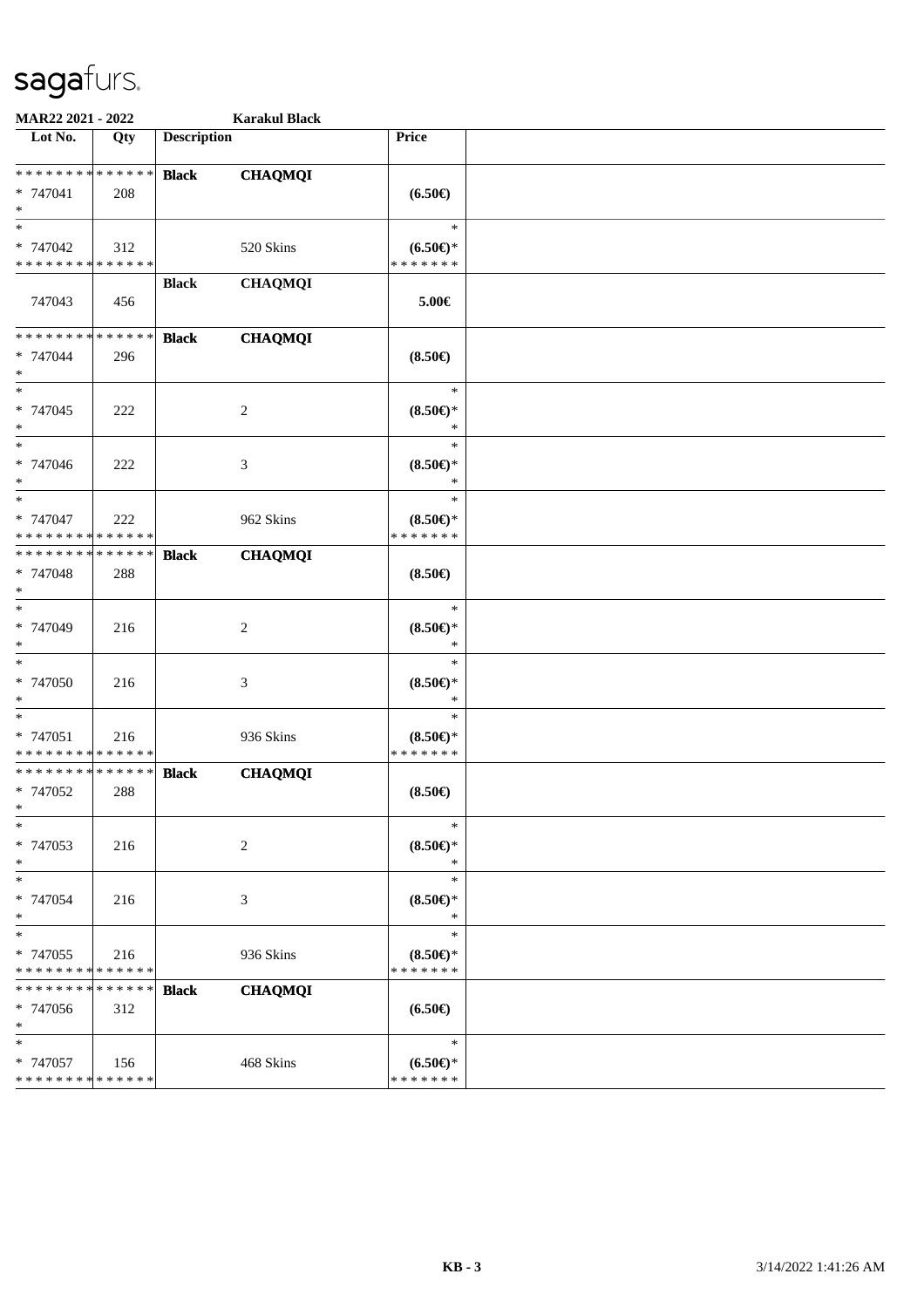# sagafurs.

**MAR22 2021 - 2022** **Karakul Black**

| Lot No. | Qty | Description | | Price | |
|---|---|---|---|---|---|
| * * * * * * * * * * * * * * | | **Black** | **CHAQMQI** | | |
| * 747041 | 208 | | | **(6.50€)** | |
| * | | | | | |
| * | | | | * | |
| * 747042 | 312 | | 520 Skins | **(6.50€)*** | |
| * * * * * * * * * * * * * * | | | | * * * * * * * | |
| | | **Black** | **CHAQMQI** | | |
| 747043 | 456 | | | **5.00€** | |
| * * * * * * * * * * * * * * | | **Black** | **CHAQMQI** | | |
| * 747044 | 296 | | | **(8.50€)** | |
| * | | | | | |
| * | | | | * | |
| * 747045 | 222 | | 2 | **(8.50€)*** | |
| * | | | | * | |
| * | | | | * | |
| * 747046 | 222 | | 3 | **(8.50€)*** | |
| * | | | | * | |
| * | | | | * | |
| * 747047 | 222 | | 962 Skins | **(8.50€)*** | |
| * * * * * * * * * * * * * * | | | | * * * * * * * | |
| * * * * * * * * * * * * * * | | **Black** | **CHAQMQI** | | |
| * 747048 | 288 | | | **(8.50€)** | |
| * | | | | | |
| * | | | | * | |
| * 747049 | 216 | | 2 | **(8.50€)*** | |
| * | | | | * | |
| * | | | | * | |
| * 747050 | 216 | | 3 | **(8.50€)*** | |
| * | | | | * | |
| * | | | | * | |
| * 747051 | 216 | | 936 Skins | **(8.50€)*** | |
| * * * * * * * * * * * * * * | | | | * * * * * * * | |
| * * * * * * * * * * * * * * | | **Black** | **CHAQMQI** | | |
| * 747052 | 288 | | | **(8.50€)** | |
| * | | | | | |
| * | | | | * | |
| * 747053 | 216 | | 2 | **(8.50€)*** | |
| * | | | | * | |
| * | | | | * | |
| * 747054 | 216 | | 3 | **(8.50€)*** | |
| * | | | | * | |
| * | | | | * | |
| * 747055 | 216 | | 936 Skins | **(8.50€)*** | |
| * * * * * * * * * * * * * * | | | | * * * * * * * | |
| * * * * * * * * * * * * * * | | **Black** | **CHAQMQI** | | |
| * 747056 | 312 | | | **(6.50€)** | |
| * | | | | | |
| * | | | | * | |
| * 747057 | 156 | | 468 Skins | **(6.50€)*** | |
| * * * * * * * * * * * * * * | | | | * * * * * * * | |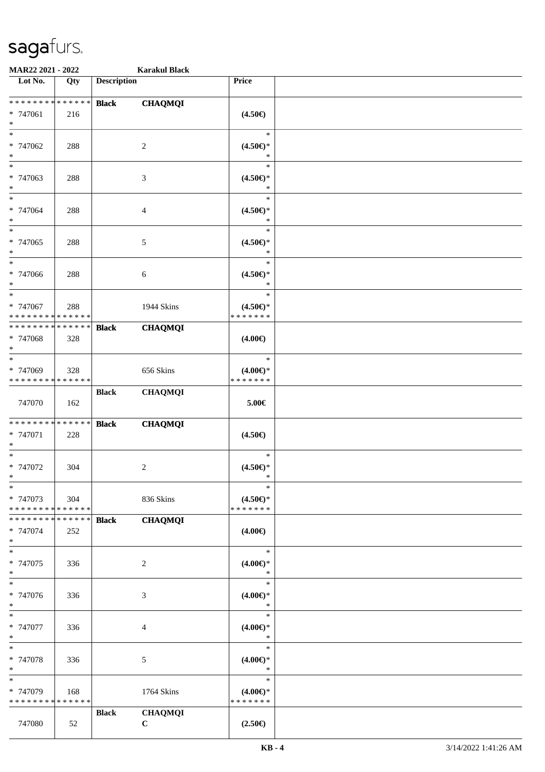**MAR22 2021 - 2022** **Karakul Black**

| Lot No. | Qty | Description | | Price | |
|---|---|---|---|---|---|
| * * * * * * * * * * * * * * | | **Black** | **CHAQMQI** | | |
| * 747061 | 216 | | | **(4.50€)** | |
| * | | | | | |
| * | | | | * | |
| * 747062 | 288 | | 2 | **(4.50€)*** | |
| * | | | | * | |
| * | | | | * | |
| * 747063 | 288 | | 3 | **(4.50€)*** | |
| * | | | | * | |
| * | | | | * | |
| * 747064 | 288 | | 4 | **(4.50€)*** | |
| * | | | | * | |
| * | | | | * | |
| * 747065 | 288 | | 5 | **(4.50€)*** | |
| * | | | | * | |
| * | | | | * | |
| * 747066 | 288 | | 6 | **(4.50€)*** | |
| * | | | | * | |
| * | | | | * | |
| * 747067 | 288 | | 1944 Skins | **(4.50€)*** | |
| * * * * * * * * * * * * * * | | | | * * * * * * * | |
| * * * * * * * * * * * * * * | | **Black** | **CHAQMQI** | | |
| * 747068 | 328 | | | **(4.00€)** | |
| * | | | | | |
| * | | | | * | |
| * 747069 | 328 | | 656 Skins | **(4.00€)*** | |
| * * * * * * * * * * * * * * | | | | * * * * * * * | |
| | | **Black** | **CHAQMQI** | | |
| 747070 | 162 | | | **5.00€** | |
| * * * * * * * * * * * * * * | | **Black** | **CHAQMQI** | | |
| * 747071 | 228 | | | **(4.50€)** | |
| * | | | | | |
| * | | | | * | |
| * 747072 | 304 | | 2 | **(4.50€)*** | |
| * | | | | * | |
| * | | | | * | |
| * 747073 | 304 | | 836 Skins | **(4.50€)*** | |
| * * * * * * * * * * * * * * | | | | * * * * * * * | |
| * * * * * * * * * * * * * * | | **Black** | **CHAQMQI** | | |
| * 747074 | 252 | | | **(4.00€)** | |
| * | | | | | |
| * | | | | * | |
| * 747075 | 336 | | 2 | **(4.00€)*** | |
| * | | | | * | |
| * | | | | * | |
| * 747076 | 336 | | 3 | **(4.00€)*** | |
| * | | | | * | |
| * | | | | * | |
| * 747077 | 336 | | 4 | **(4.00€)*** | |
| * | | | | * | |
| * | | | | * | |
| * 747078 | 336 | | 5 | **(4.00€)*** | |
| * | | | | * | |
| * | | | | * | |
| * 747079 | 168 | | 1764 Skins | **(4.00€)*** | |
| * * * * * * * * * * * * * * | | | | * * * * * * * | |
| | | **Black** | **CHAQMQI** | | |
| 747080 | 52 | | **C** | **(2.50€)** | |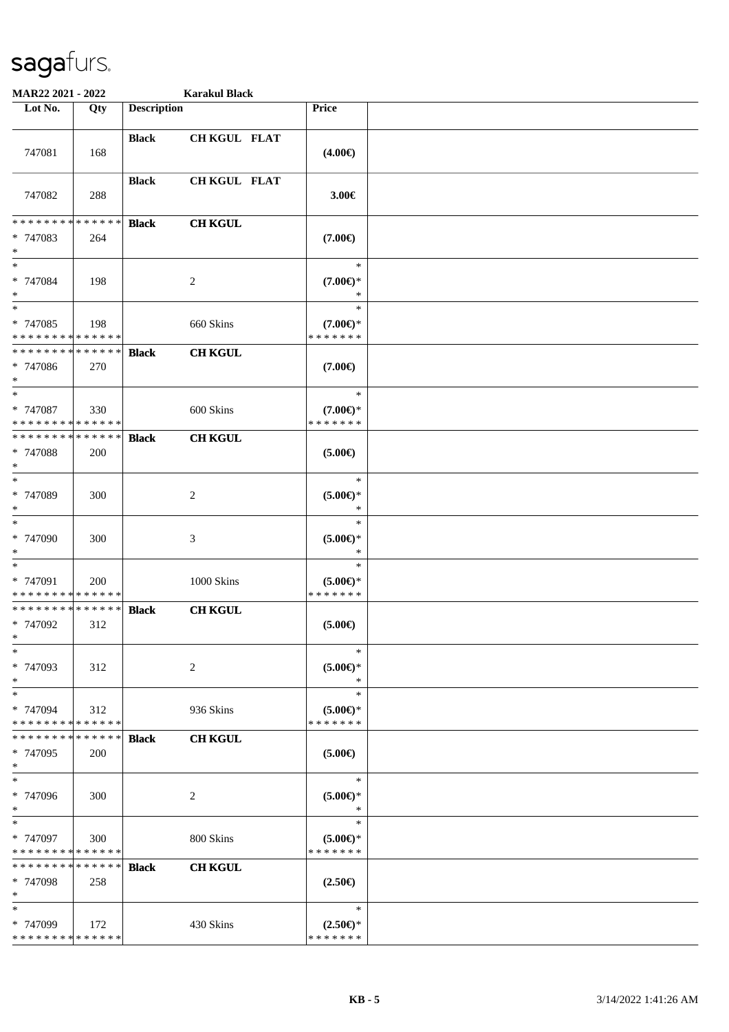# sagafurs.

**MAR22 2021 - 2022** **Karakul Black**

| Lot No. | Qty | Description | | Price | |
|---|---|---|---|---|---|
| 747081 | 168 | **Black** | **CH KGUL FLAT** | **(4.00€)** | |
| 747082 | 288 | **Black** | **CH KGUL FLAT** | **3.00€** | |
| * * * * * * * * * * * * * * * 747083 * | 264 | **Black** | **CH KGUL** | **(7.00€)** | |
| * * 747084 * | 198 | | 2 | * **(7.00€)*** * | |
| * * 747085 * * * * * * * * * * * * * * | 198 | | 660 Skins | * **(7.00€)*** * * * * * * * | |
| * * * * * * * * * * * * * * * 747086 * | 270 | **Black** | **CH KGUL** | **(7.00€)** | |
| * * 747087 * * * * * * * * * * * * * * | 330 | | 600 Skins | * **(7.00€)*** * * * * * * * | |
| * * * * * * * * * * * * * * * 747088 * | 200 | **Black** | **CH KGUL** | **(5.00€)** | |
| * * 747089 * | 300 | | 2 | * **(5.00€)*** * | |
| * * 747090 * | 300 | | 3 | * **(5.00€)*** * | |
| * * 747091 * * * * * * * * * * * * * * | 200 | | 1000 Skins | * **(5.00€)*** * * * * * * * | |
| * * * * * * * * * * * * * * * 747092 * | 312 | **Black** | **CH KGUL** | **(5.00€)** | |
| * * 747093 * | 312 | | 2 | * **(5.00€)*** * | |
| * * 747094 * * * * * * * * * * * * * * | 312 | | 936 Skins | * **(5.00€)*** * * * * * * * | |
| * * * * * * * * * * * * * * * 747095 * | 200 | **Black** | **CH KGUL** | **(5.00€)** | |
| * * 747096 * | 300 | | 2 | * **(5.00€)*** * | |
| * * 747097 * * * * * * * * * * * * * * | 300 | | 800 Skins | * **(5.00€)*** * * * * * * * | |
| * * * * * * * * * * * * * * * 747098 * | 258 | **Black** | **CH KGUL** | **(2.50€)** | |
| * * 747099 * * * * * * * * * * * * * * | 172 | | 430 Skins | * **(2.50€)*** * * * * * * * | |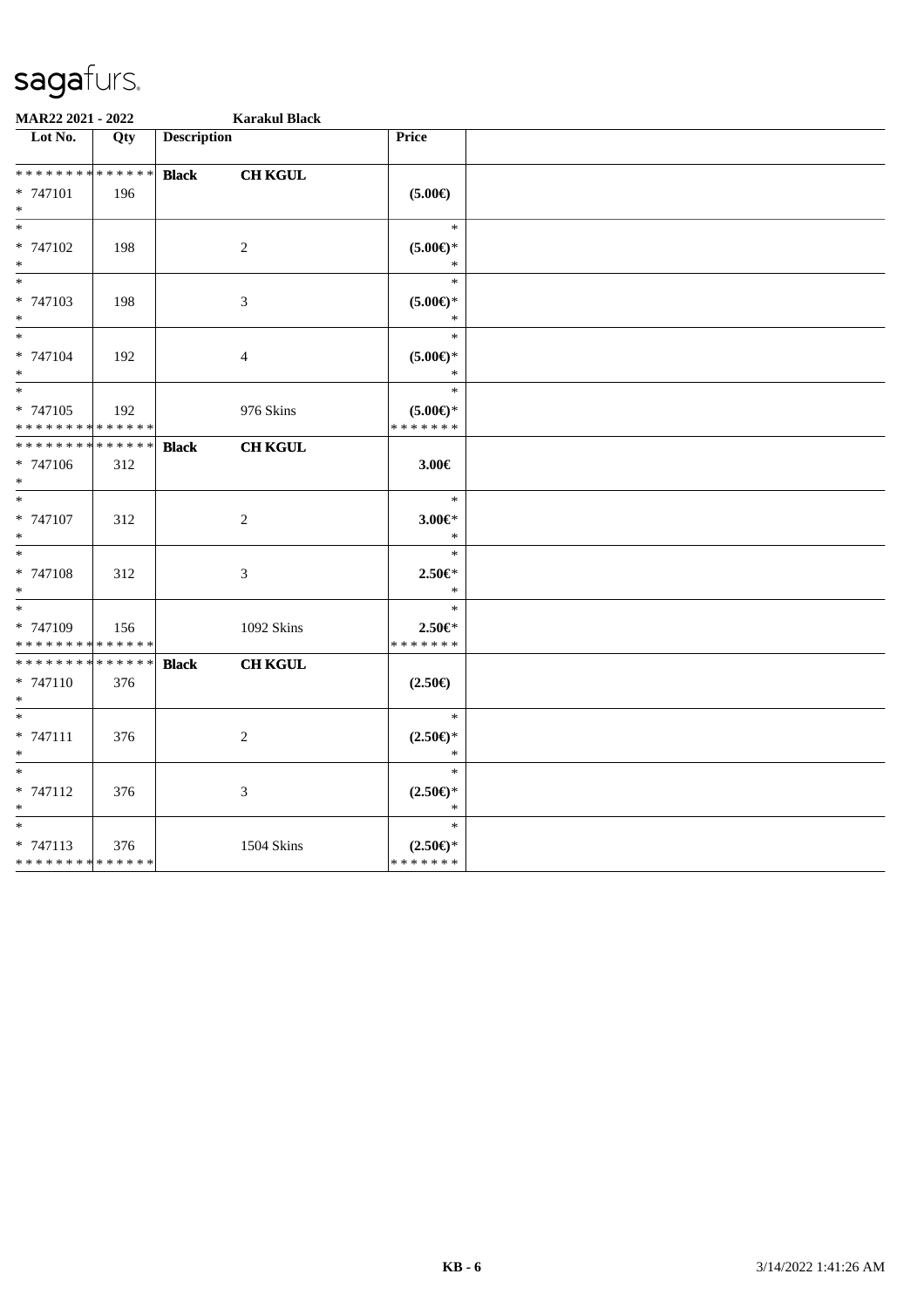# sagafurs.

**MAR22 2021 - 2022** **Karakul Black**

| Lot No. | Qty | Description | | Price | |
|---|---|---|---|---|---|
| * * * * * * * * * * * * * * | | **Black** | **CH KGUL** | | |
| * 747101 | 196 | | | **(5.00€)** | |
| * 747102 | 198 | | 2 | **(5.00€)*** | |
| * 747103 | 198 | | 3 | **(5.00€)*** | |
| * 747104 | 192 | | 4 | **(5.00€)*** | |
| * 747105 | 192 | | 976 Skins | **(5.00€)*** | |
| * * * * * * * * * * * * * * | | **Black** | **CH KGUL** | | |
| * 747106 | 312 | | | **3.00€** | |
| * 747107 | 312 | | 2 | **3.00€*** | |
| * 747108 | 312 | | 3 | **2.50€*** | |
| * 747109 | 156 | | 1092 Skins | **2.50€*** | |
| * * * * * * * * * * * * * * | | **Black** | **CH KGUL** | | |
| * 747110 | 376 | | | **(2.50€)** | |
| * 747111 | 376 | | 2 | **(2.50€)*** | |
| * 747112 | 376 | | 3 | **(2.50€)*** | |
| * 747113 | 376 | | 1504 Skins | **(2.50€)*** | |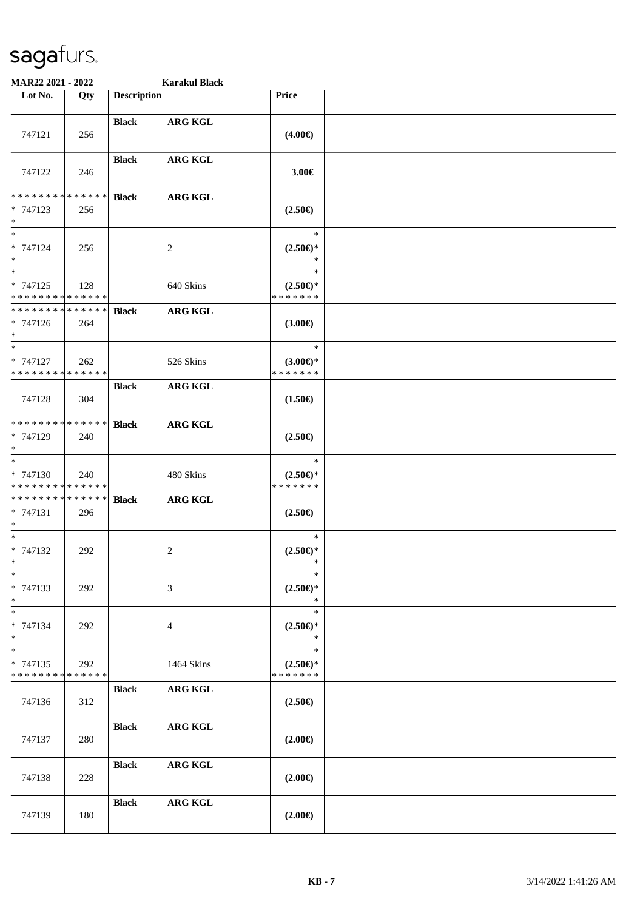**MAR22 2021 - 2022** **Karakul Black**

| Lot No. | Qty | Description | | Price | |
|---|---|---|---|---|---|
| 747121 | 256 | **Black** | **ARG KGL** | **(4.00€)** | |
| 747122 | 246 | **Black** | **ARG KGL** | **3.00€** | |
| * * * * * * * * * * * * * * <br> * 747123 <br> * | 256 | **Black** | **ARG KGL** | **(2.50€)** | |
| * <br> * 747124 <br> * | 256 | | 2 | * <br> **(2.50€)*** <br> * | |
| * <br> * 747125 <br> * * * * * * * * * * * * * * | 128 | | 640 Skins | * <br> **(2.50€)*** <br> * * * * * * * | |
| * * * * * * * * * * * * * * <br> * 747126 <br> * | 264 | **Black** | **ARG KGL** | **(3.00€)** | |
| * <br> * 747127 <br> * * * * * * * * * * * * * * | 262 | | 526 Skins | * <br> **(3.00€)*** <br> * * * * * * * | |
| 747128 | 304 | **Black** | **ARG KGL** | **(1.50€)** | |
| * * * * * * * * * * * * * * <br> * 747129 <br> * | 240 | **Black** | **ARG KGL** | **(2.50€)** | |
| * <br> * 747130 <br> * * * * * * * * * * * * * * | 240 | | 480 Skins | * <br> **(2.50€)*** <br> * * * * * * * | |
| * * * * * * * * * * * * * * <br> * 747131 <br> * | 296 | **Black** | **ARG KGL** | **(2.50€)** | |
| * <br> * 747132 <br> * | 292 | | 2 | * <br> **(2.50€)*** <br> * | |
| * <br> * 747133 <br> * | 292 | | 3 | * <br> **(2.50€)*** <br> * | |
| * <br> * 747134 <br> * | 292 | | 4 | * <br> **(2.50€)*** <br> * | |
| * <br> * 747135 <br> * * * * * * * * * * * * * * | 292 | | 1464 Skins | * <br> **(2.50€)*** <br> * * * * * * * | |
| 747136 | 312 | **Black** | **ARG KGL** | **(2.50€)** | |
| 747137 | 280 | **Black** | **ARG KGL** | **(2.00€)** | |
| 747138 | 228 | **Black** | **ARG KGL** | **(2.00€)** | |
| 747139 | 180 | **Black** | **ARG KGL** | **(2.00€)** | |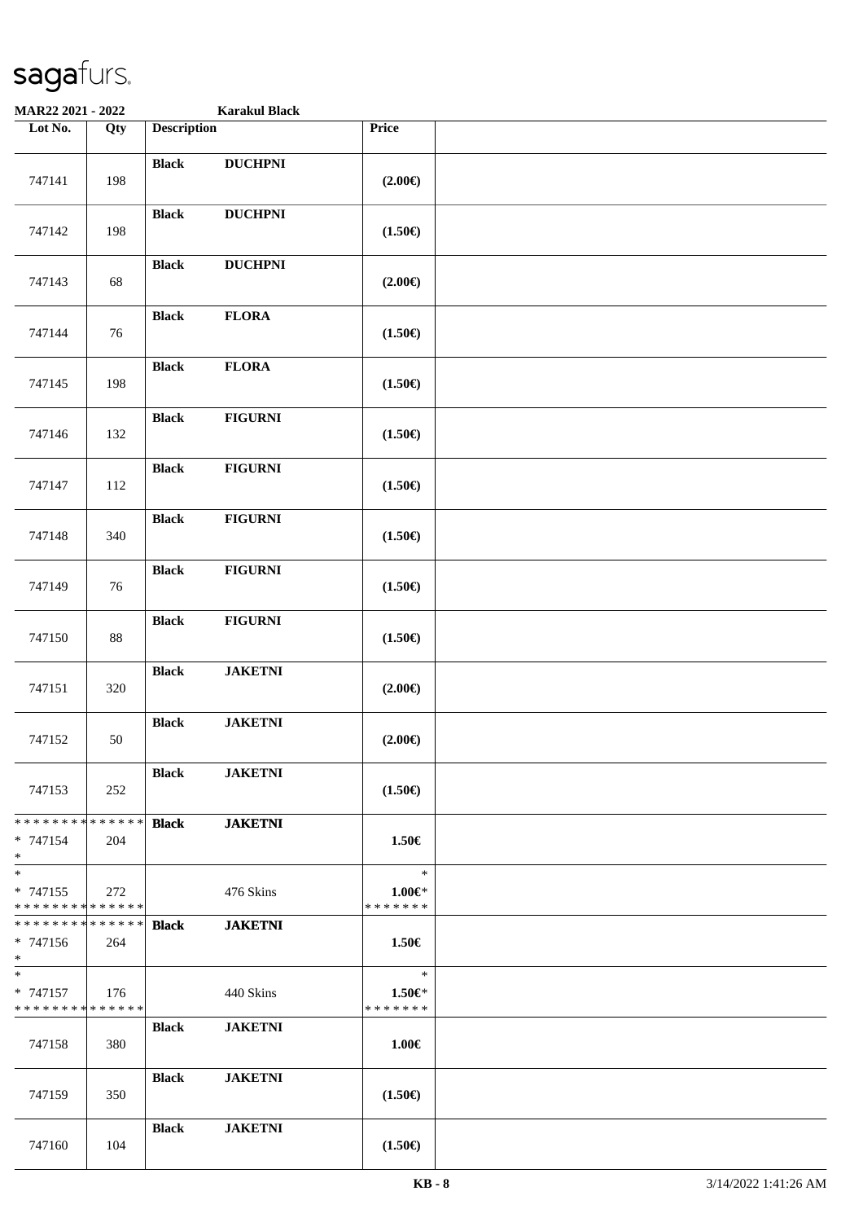**MAR22 2021 - 2022** **Karakul Black**

| Lot No. | Qty | Description | | Price | |
|---|---|---|---|---|---|
| 747141 | 198 | **Black** | **DUCHPNI** | **(2.00€)** | |
| 747142 | 198 | **Black** | **DUCHPNI** | **(1.50€)** | |
| 747143 | 68 | **Black** | **DUCHPNI** | **(2.00€)** | |
| 747144 | 76 | **Black** | **FLORA** | **(1.50€)** | |
| 747145 | 198 | **Black** | **FLORA** | **(1.50€)** | |
| 747146 | 132 | **Black** | **FIGURNI** | **(1.50€)** | |
| 747147 | 112 | **Black** | **FIGURNI** | **(1.50€)** | |
| 747148 | 340 | **Black** | **FIGURNI** | **(1.50€)** | |
| 747149 | 76 | **Black** | **FIGURNI** | **(1.50€)** | |
| 747150 | 88 | **Black** | **FIGURNI** | **(1.50€)** | |
| 747151 | 320 | **Black** | **JAKETNI** | **(2.00€)** | |
| 747152 | 50 | **Black** | **JAKETNI** | **(2.00€)** | |
| 747153 | 252 | **Black** | **JAKETNI** | **(1.50€)** | |
| * * * * * * * * * * * * * * <br>* 747154<br>* | 204 | **Black** | **JAKETNI** | **1.50€** | |
| *<br>* 747155<br>* * * * * * * * * * * * * * | 272 | | 476 Skins | *<br>**1.00€***<br>* * * * * * * | |
| * * * * * * * * * * * * * * <br>* 747156<br>* | 264 | **Black** | **JAKETNI** | **1.50€** | |
| *<br>* 747157<br>* * * * * * * * * * * * * * | 176 | | 440 Skins | *<br>**1.50€***<br>* * * * * * * | |
| 747158 | 380 | **Black** | **JAKETNI** | **1.00€** | |
| 747159 | 350 | **Black** | **JAKETNI** | **(1.50€)** | |
| 747160 | 104 | **Black** | **JAKETNI** | **(1.50€)** | |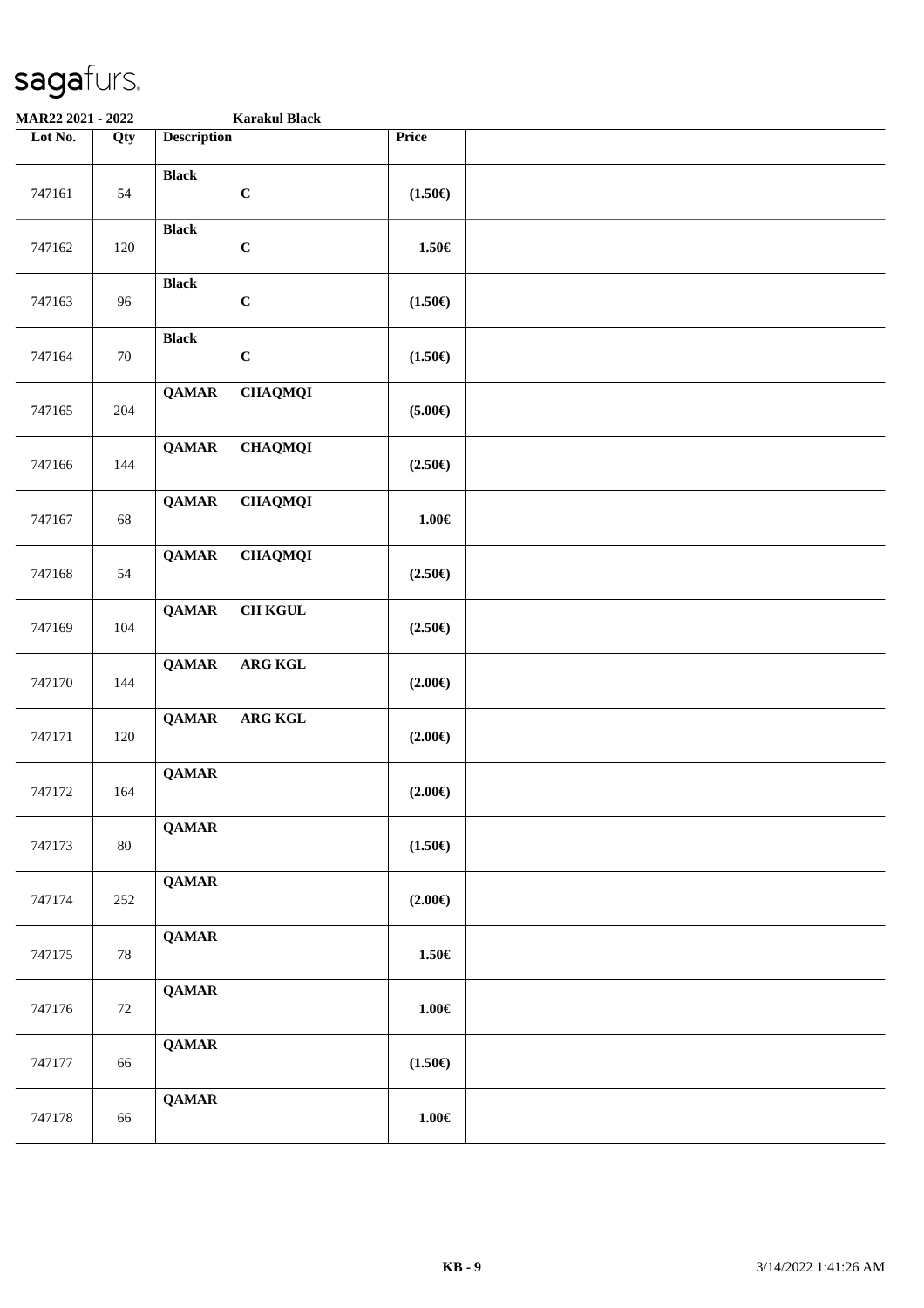# sagafurs.

**MAR22 2021 - 2022** **Karakul Black**

| Lot No. | Qty | Description | Price | |
|---|---|---|---|---|
| 747161 | 54 | **Black** **C** | **(1.50€)** | |
| 747162 | 120 | **Black** **C** | **1.50€** | |
| 747163 | 96 | **Black** **C** | **(1.50€)** | |
| 747164 | 70 | **Black** **C** | **(1.50€)** | |
| 747165 | 204 | **QAMAR** **CHAQMQI** | **(5.00€)** | |
| 747166 | 144 | **QAMAR** **CHAQMQI** | **(2.50€)** | |
| 747167 | 68 | **QAMAR** **CHAQMQI** | **1.00€** | |
| 747168 | 54 | **QAMAR** **CHAQMQI** | **(2.50€)** | |
| 747169 | 104 | **QAMAR** **CH KGUL** | **(2.50€)** | |
| 747170 | 144 | **QAMAR** **ARG KGL** | **(2.00€)** | |
| 747171 | 120 | **QAMAR** **ARG KGL** | **(2.00€)** | |
| 747172 | 164 | **QAMAR** | **(2.00€)** | |
| 747173 | 80 | **QAMAR** | **(1.50€)** | |
| 747174 | 252 | **QAMAR** | **(2.00€)** | |
| 747175 | 78 | **QAMAR** | **1.50€** | |
| 747176 | 72 | **QAMAR** | **1.00€** | |
| 747177 | 66 | **QAMAR** | **(1.50€)** | |
| 747178 | 66 | **QAMAR** | **1.00€** | |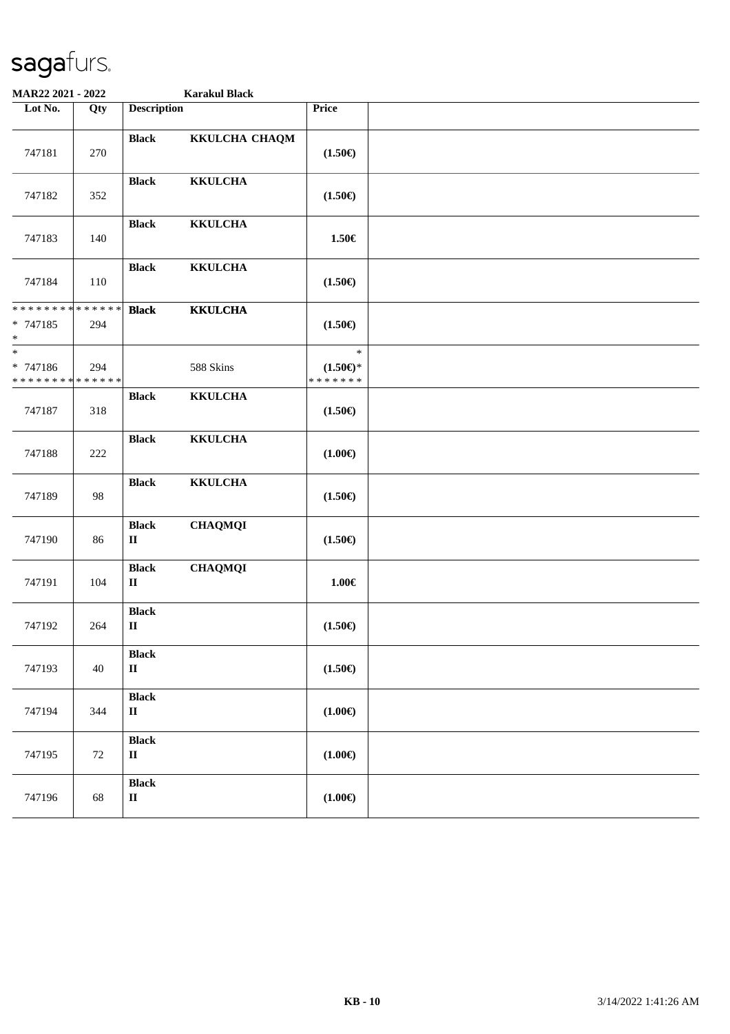**MAR22 2021 - 2022** **Karakul Black**

| Lot No. | Qty | Description | | Price | |
|---|---|---|---|---|---|
| 747181 | 270 | **Black** | **KKULCHA CHAQM** | **(1.50€)** | |
| 747182 | 352 | **Black** | **KKULCHA** | **(1.50€)** | |
| 747183 | 140 | **Black** | **KKULCHA** | **1.50€** | |
| 747184 | 110 | **Black** | **KKULCHA** | **(1.50€)** | |
| * * * * * * * * * * * * * * <br>* 747185<br>* | 294 | **Black** | **KKULCHA** | **(1.50€)** | |
| *<br>* 747186<br>* * * * * * * * * * * * * * | 294 | | 588 Skins | *<br>**(1.50€)***<br>* * * * * * * | |
| 747187 | 318 | **Black** | **KKULCHA** | **(1.50€)** | |
| 747188 | 222 | **Black** | **KKULCHA** | **(1.00€)** | |
| 747189 | 98 | **Black** | **KKULCHA** | **(1.50€)** | |
| 747190 | 86 | **Black**<br>**II** | **CHAQMQI** | **(1.50€)** | |
| 747191 | 104 | **Black**<br>**II** | **CHAQMQI** | **1.00€** | |
| 747192 | 264 | **Black**<br>**II** | | **(1.50€)** | |
| 747193 | 40 | **Black**<br>**II** | | **(1.50€)** | |
| 747194 | 344 | **Black**<br>**II** | | **(1.00€)** | |
| 747195 | 72 | **Black**<br>**II** | | **(1.00€)** | |
| 747196 | 68 | **Black**<br>**II** | | **(1.00€)** | |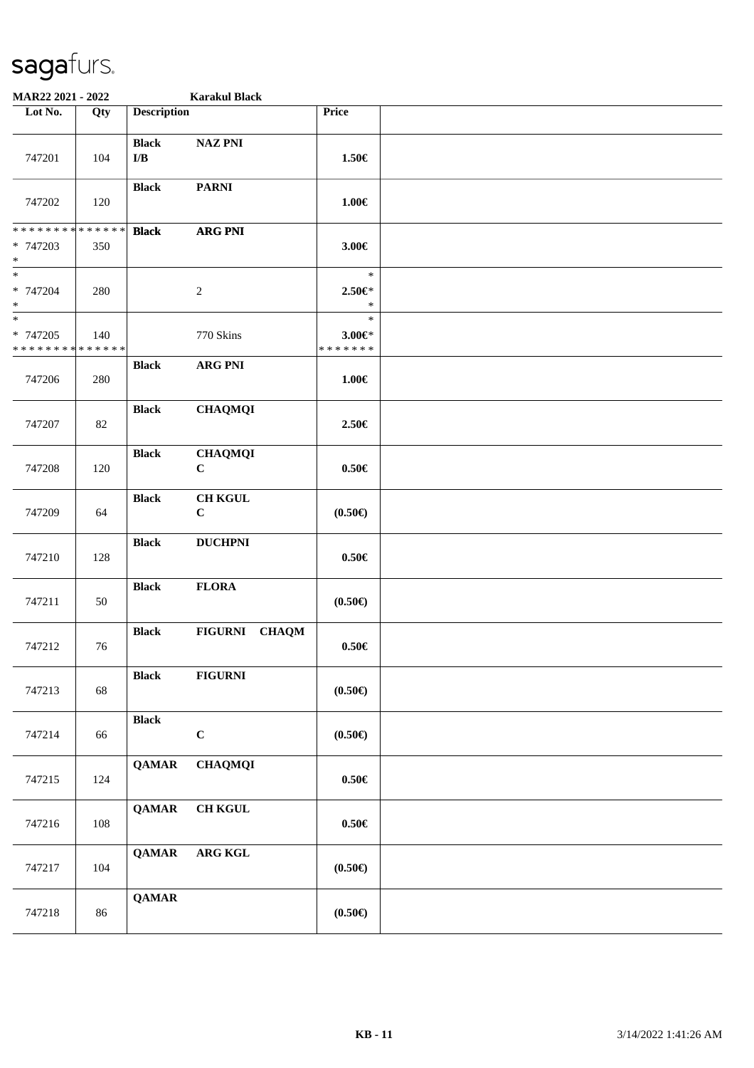**sagafurs.**

**MAR22 2021 - 2022** **Karakul Black**

| Lot No. | Qty | Description | | Price | |
|---|---|---|---|---|---|
| 747201 | 104 | **Black** **I/B** | **NAZ PNI** | **1.50€** | |
| 747202 | 120 | **Black** | **PARNI** | **1.00€** | |
| * * * * * * * * * * * * * * <br>* 747203<br>* | 350 | **Black** | **ARG PNI** | **3.00€** | |
| *<br>* 747204<br>* | 280 | | 2 | *<br>**2.50€***<br>* | |
| *<br>* 747205<br>* * * * * * * * * * * * * * | 140 | | 770 Skins | *<br>**3.00€***<br>* * * * * * * | |
| 747206 | 280 | **Black** | **ARG PNI** | **1.00€** | |
| 747207 | 82 | **Black** | **CHAQMQI** | **2.50€** | |
| 747208 | 120 | **Black** | **CHAQMQI** **C** | **0.50€** | |
| 747209 | 64 | **Black** | **CH KGUL** **C** | **(0.50€)** | |
| 747210 | 128 | **Black** | **DUCHPNI** | **0.50€** | |
| 747211 | 50 | **Black** | **FLORA** | **(0.50€)** | |
| 747212 | 76 | **Black** | **FIGURNI CHAQM** | **0.50€** | |
| 747213 | 68 | **Black** | **FIGURNI** | **(0.50€)** | |
| 747214 | 66 | **Black** | **C** | **(0.50€)** | |
| 747215 | 124 | **QAMAR** | **CHAQMQI** | **0.50€** | |
| 747216 | 108 | **QAMAR** | **CH KGUL** | **0.50€** | |
| 747217 | 104 | **QAMAR** | **ARG KGL** | **(0.50€)** | |
| 747218 | 86 | **QAMAR** | | **(0.50€)** | |

**KB - 11** 3/14/2022 1:41:26 AM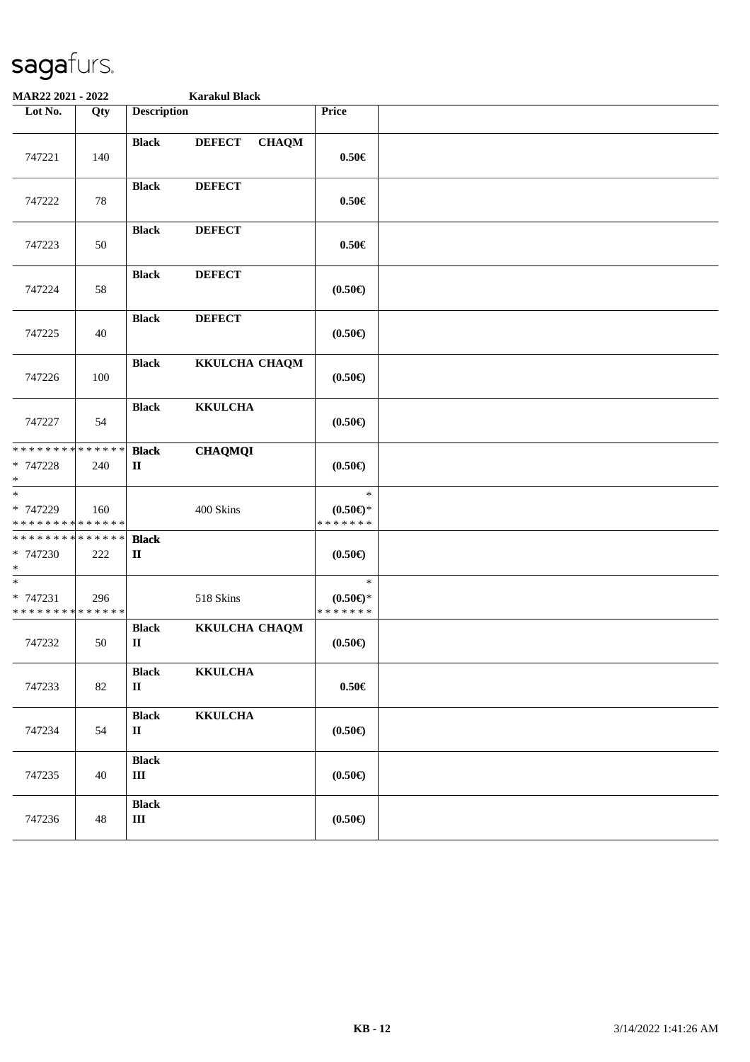sagafurs.

**MAR22 2021 - 2022** **Karakul Black**

| Lot No. | Qty | Description | Price | |
|---|---|---|---|---|
| 747221 | 140 | **Black** **DEFECT** **CHAQM** | **0.50€** | |
| 747222 | 78 | **Black** **DEFECT** | **0.50€** | |
| 747223 | 50 | **Black** **DEFECT** | **0.50€** | |
| 747224 | 58 | **Black** **DEFECT** | **(0.50€)** | |
| 747225 | 40 | **Black** **DEFECT** | **(0.50€)** | |
| 747226 | 100 | **Black** **KKULCHA CHAQM** | **(0.50€)** | |
| 747227 | 54 | **Black** **KKULCHA** | **(0.50€)** | |
| * * * * * * * * * * * * * * <br> * 747228 <br> * | 240 | **Black** **CHAQMQI** <br> **II** | **(0.50€)** | |
| * <br> * 747229 <br> * * * * * * * * * * * * * * | 160 | 400 Skins | * <br> **(0.50€)*** <br> * * * * * * * | |
| * * * * * * * * * * * * * * <br> * 747230 <br> * | 222 | **Black** <br> **II** | **(0.50€)** | |
| * <br> * 747231 <br> * * * * * * * * * * * * * * | 296 | 518 Skins | * <br> **(0.50€)*** <br> * * * * * * * | |
| 747232 | 50 | **Black** **KKULCHA CHAQM** <br> **II** | **(0.50€)** | |
| 747233 | 82 | **Black** **KKULCHA** <br> **II** | **0.50€** | |
| 747234 | 54 | **Black** **KKULCHA** <br> **II** | **(0.50€)** | |
| 747235 | 40 | **Black** <br> **III** | **(0.50€)** | |
| 747236 | 48 | **Black** <br> **III** | **(0.50€)** | |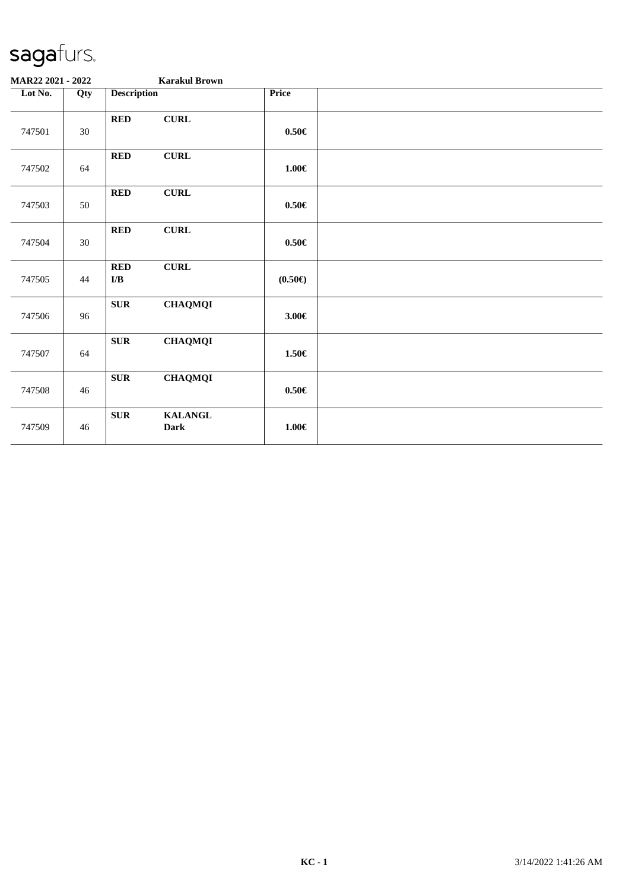sagafurs.

**MAR22 2021 - 2022** **Karakul Brown**

| Lot No. | Qty | Description | | Price | |
|---|---|---|---|---|---|
| 747501 | 30 | **RED** | **CURL** | **0.50€** | |
| 747502 | 64 | **RED** | **CURL** | **1.00€** | |
| 747503 | 50 | **RED** | **CURL** | **0.50€** | |
| 747504 | 30 | **RED** | **CURL** | **0.50€** | |
| 747505 | 44 | **RED** **I/B** | **CURL** | **(0.50€)** | |
| 747506 | 96 | **SUR** | **CHAQMQI** | **3.00€** | |
| 747507 | 64 | **SUR** | **CHAQMQI** | **1.50€** | |
| 747508 | 46 | **SUR** | **CHAQMQI** | **0.50€** | |
| 747509 | 46 | **SUR** | **KALANGL** **Dark** | **1.00€** | |

**KC - 1** 3/14/2022 1:41:26 AM